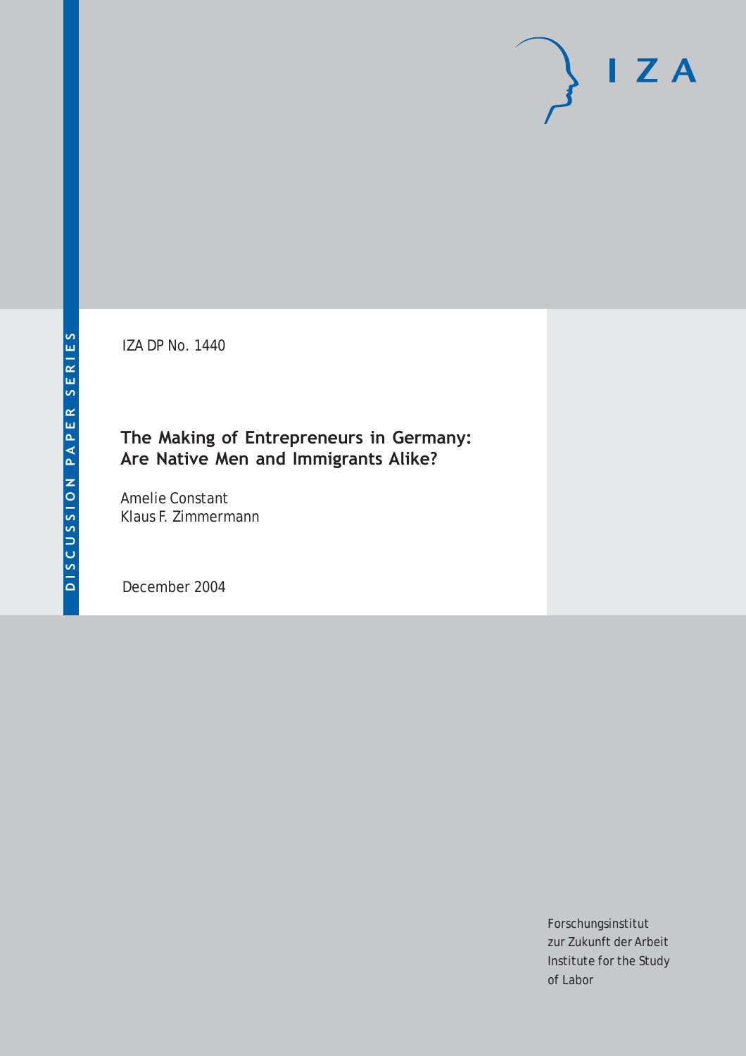IZA DP No. 1440

# The Making of Entrepreneurs in Germany: Are Native Men and Immigrants Alike?

Amelie Constant
Klaus F. Zimmermann

December 2004

DISCUSSION PAPER SERIES

IZA

Forschungsinstitut
zur Zukunft der Arbeit
Institute for the Study
of Labor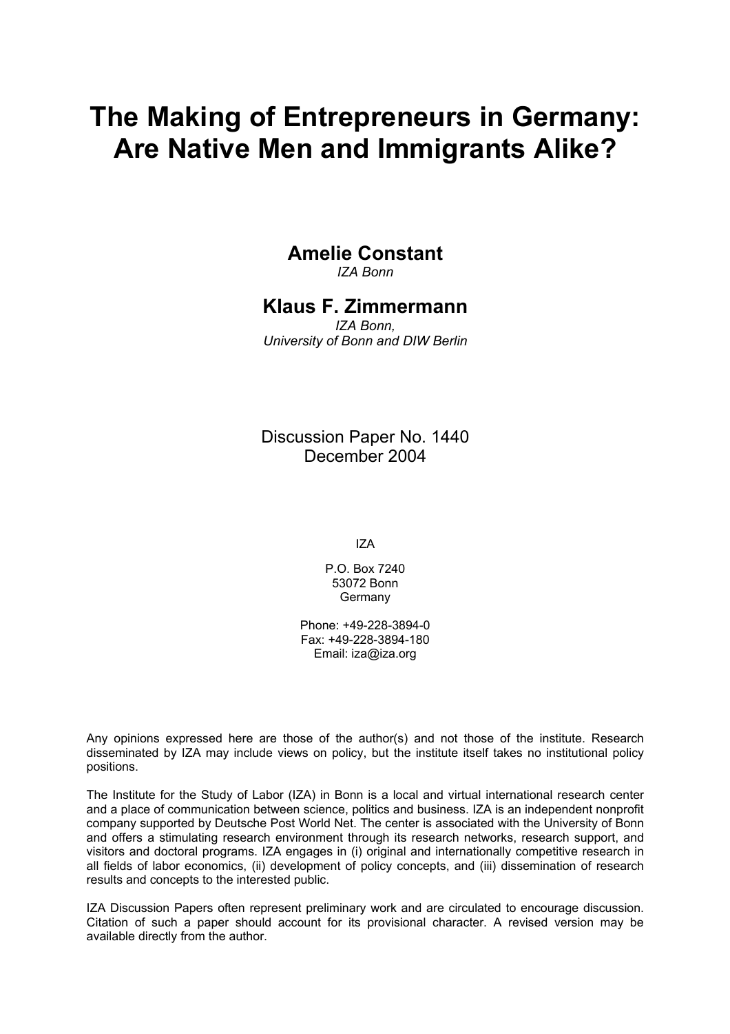# The Making of Entrepreneurs in Germany: Are Native Men and Immigrants Alike?

**Amelie Constant**  
*IZA Bonn*

**Klaus F. Zimmermann**  
*IZA Bonn,*  
*University of Bonn and DIW Berlin*

Discussion Paper No. 1440  
December 2004

IZA

P.O. Box 7240  
53072 Bonn  
Germany

Phone: +49-228-3894-0  
Fax: +49-228-3894-180  
Email: iza@iza.org

Any opinions expressed here are those of the author(s) and not those of the institute. Research disseminated by IZA may include views on policy, but the institute itself takes no institutional policy positions.

The Institute for the Study of Labor (IZA) in Bonn is a local and virtual international research center and a place of communication between science, politics and business. IZA is an independent nonprofit company supported by Deutsche Post World Net. The center is associated with the University of Bonn and offers a stimulating research environment through its research networks, research support, and visitors and doctoral programs. IZA engages in (i) original and internationally competitive research in all fields of labor economics, (ii) development of policy concepts, and (iii) dissemination of research results and concepts to the interested public.

IZA Discussion Papers often represent preliminary work and are circulated to encourage discussion. Citation of such a paper should account for its provisional character. A revised version may be available directly from the author.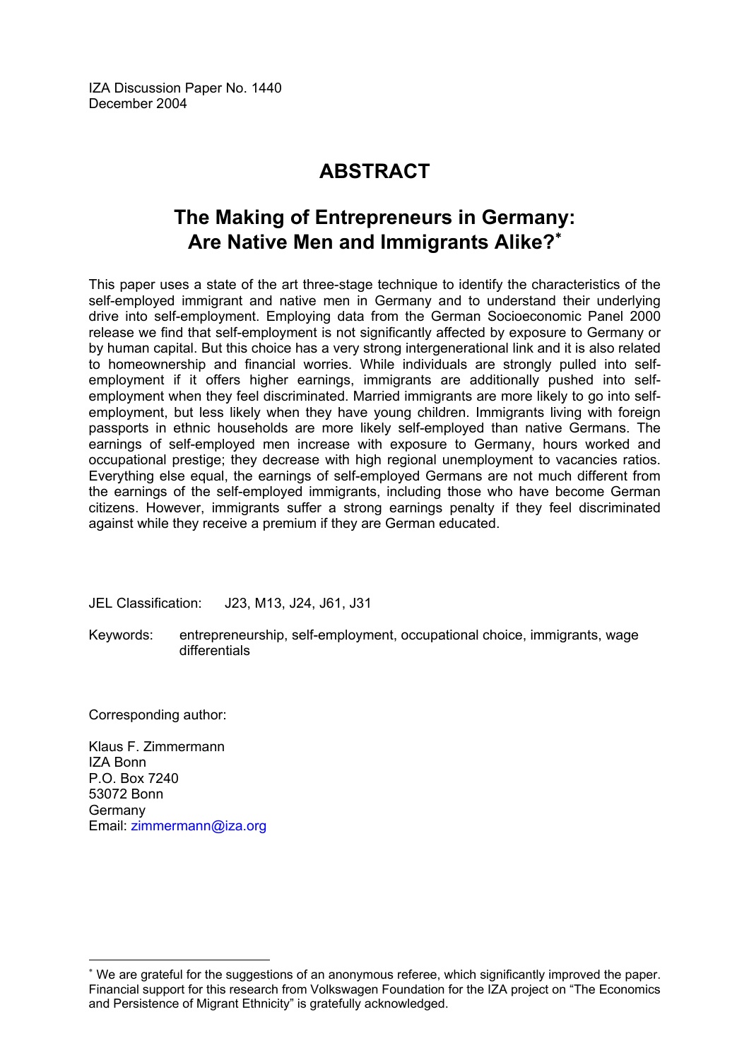IZA Discussion Paper No. 1440
December 2004

# ABSTRACT

## The Making of Entrepreneurs in Germany: Are Native Men and Immigrants Alike?*

This paper uses a state of the art three-stage technique to identify the characteristics of the self-employed immigrant and native men in Germany and to understand their underlying drive into self-employment. Employing data from the German Socioeconomic Panel 2000 release we find that self-employment is not significantly affected by exposure to Germany or by human capital. But this choice has a very strong intergenerational link and it is also related to homeownership and financial worries. While individuals are strongly pulled into self-employment if it offers higher earnings, immigrants are additionally pushed into self-employment when they feel discriminated. Married immigrants are more likely to go into self-employment, but less likely when they have young children. Immigrants living with foreign passports in ethnic households are more likely self-employed than native Germans. The earnings of self-employed men increase with exposure to Germany, hours worked and occupational prestige; they decrease with high regional unemployment to vacancies ratios. Everything else equal, the earnings of self-employed Germans are not much different from the earnings of the self-employed immigrants, including those who have become German citizens. However, immigrants suffer a strong earnings penalty if they feel discriminated against while they receive a premium if they are German educated.

JEL Classification: J23, M13, J24, J61, J31

Keywords: entrepreneurship, self-employment, occupational choice, immigrants, wage differentials

Corresponding author:

Klaus F. Zimmermann
IZA Bonn
P.O. Box 7240
53072 Bonn
Germany
Email: zimmermann@iza.org

---

* We are grateful for the suggestions of an anonymous referee, which significantly improved the paper. Financial support for this research from Volkswagen Foundation for the IZA project on "The Economics and Persistence of Migrant Ethnicity" is gratefully acknowledged.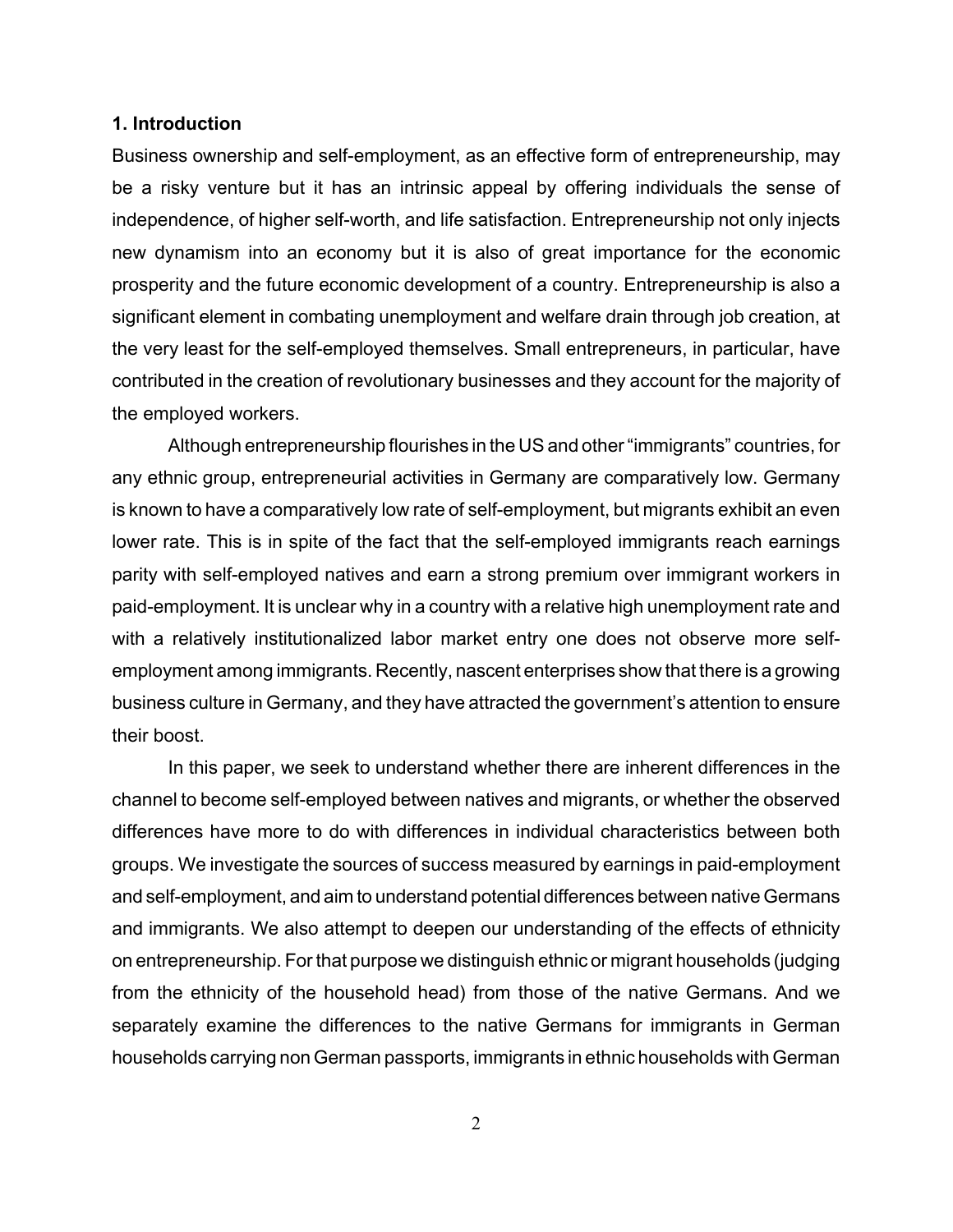## 1. Introduction

Business ownership and self-employment, as an effective form of entrepreneurship, may be a risky venture but it has an intrinsic appeal by offering individuals the sense of independence, of higher self-worth, and life satisfaction. Entrepreneurship not only injects new dynamism into an economy but it is also of great importance for the economic prosperity and the future economic development of a country. Entrepreneurship is also a significant element in combating unemployment and welfare drain through job creation, at the very least for the self-employed themselves. Small entrepreneurs, in particular, have contributed in the creation of revolutionary businesses and they account for the majority of the employed workers.

Although entrepreneurship flourishes in the US and other "immigrants" countries, for any ethnic group, entrepreneurial activities in Germany are comparatively low. Germany is known to have a comparatively low rate of self-employment, but migrants exhibit an even lower rate. This is in spite of the fact that the self-employed immigrants reach earnings parity with self-employed natives and earn a strong premium over immigrant workers in paid-employment. It is unclear why in a country with a relative high unemployment rate and with a relatively institutionalized labor market entry one does not observe more self-employment among immigrants. Recently, nascent enterprises show that there is a growing business culture in Germany, and they have attracted the government's attention to ensure their boost.

In this paper, we seek to understand whether there are inherent differences in the channel to become self-employed between natives and migrants, or whether the observed differences have more to do with differences in individual characteristics between both groups. We investigate the sources of success measured by earnings in paid-employment and self-employment, and aim to understand potential differences between native Germans and immigrants. We also attempt to deepen our understanding of the effects of ethnicity on entrepreneurship. For that purpose we distinguish ethnic or migrant households (judging from the ethnicity of the household head) from those of the native Germans. And we separately examine the differences to the native Germans for immigrants in German households carrying non German passports, immigrants in ethnic households with German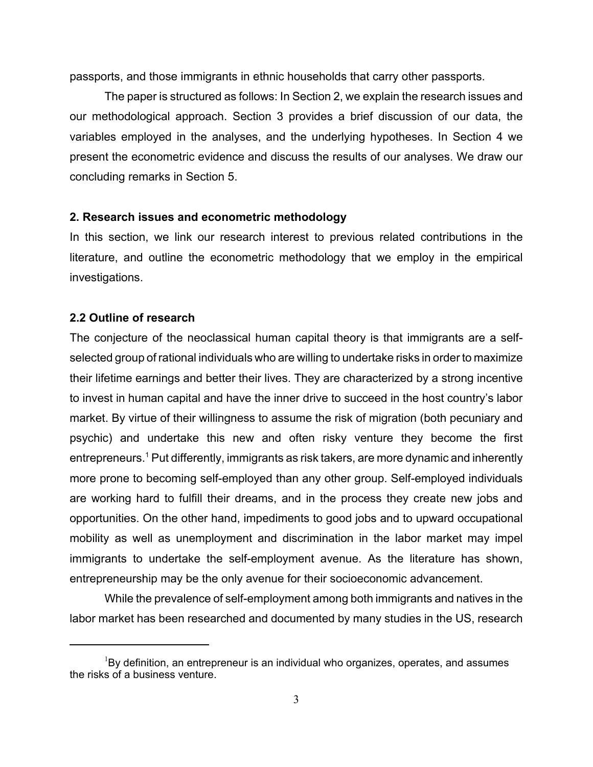passports, and those immigrants in ethnic households that carry other passports.

The paper is structured as follows: In Section 2, we explain the research issues and our methodological approach. Section 3 provides a brief discussion of our data, the variables employed in the analyses, and the underlying hypotheses. In Section 4 we present the econometric evidence and discuss the results of our analyses. We draw our concluding remarks in Section 5.

## 2. Research issues and econometric methodology

In this section, we link our research interest to previous related contributions in the literature, and outline the econometric methodology that we employ in the empirical investigations.

### 2.2 Outline of research

The conjecture of the neoclassical human capital theory is that immigrants are a self-selected group of rational individuals who are willing to undertake risks in order to maximize their lifetime earnings and better their lives. They are characterized by a strong incentive to invest in human capital and have the inner drive to succeed in the host country's labor market. By virtue of their willingness to assume the risk of migration (both pecuniary and psychic) and undertake this new and often risky venture they become the first entrepreneurs.[1] Put differently, immigrants as risk takers, are more dynamic and inherently more prone to becoming self-employed than any other group. Self-employed individuals are working hard to fulfill their dreams, and in the process they create new jobs and opportunities. On the other hand, impediments to good jobs and to upward occupational mobility as well as unemployment and discrimination in the labor market may impel immigrants to undertake the self-employment avenue. As the literature has shown, entrepreneurship may be the only avenue for their socioeconomic advancement.

While the prevalence of self-employment among both immigrants and natives in the labor market has been researched and documented by many studies in the US, research

---

[1] By definition, an entrepreneur is an individual who organizes, operates, and assumes the risks of a business venture.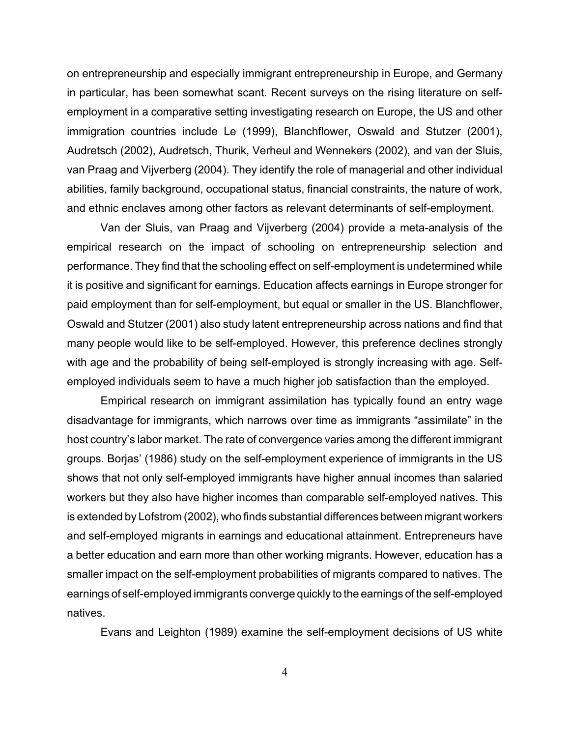on entrepreneurship and especially immigrant entrepreneurship in Europe, and Germany in particular, has been somewhat scant. Recent surveys on the rising literature on self-employment in a comparative setting investigating research on Europe, the US and other immigration countries include Le (1999), Blanchflower, Oswald and Stutzer (2001), Audretsch (2002), Audretsch, Thurik, Verheul and Wennekers (2002), and van der Sluis, van Praag and Vijverberg (2004). They identify the role of managerial and other individual abilities, family background, occupational status, financial constraints, the nature of work, and ethnic enclaves among other factors as relevant determinants of self-employment.

Van der Sluis, van Praag and Vijverberg (2004) provide a meta-analysis of the empirical research on the impact of schooling on entrepreneurship selection and performance. They find that the schooling effect on self-employment is undetermined while it is positive and significant for earnings. Education affects earnings in Europe stronger for paid employment than for self-employment, but equal or smaller in the US. Blanchflower, Oswald and Stutzer (2001) also study latent entrepreneurship across nations and find that many people would like to be self-employed. However, this preference declines strongly with age and the probability of being self-employed is strongly increasing with age. Self-employed individuals seem to have a much higher job satisfaction than the employed.

Empirical research on immigrant assimilation has typically found an entry wage disadvantage for immigrants, which narrows over time as immigrants "assimilate" in the host country's labor market. The rate of convergence varies among the different immigrant groups. Borjas' (1986) study on the self-employment experience of immigrants in the US shows that not only self-employed immigrants have higher annual incomes than salaried workers but they also have higher incomes than comparable self-employed natives. This is extended by Lofstrom (2002), who finds substantial differences between migrant workers and self-employed migrants in earnings and educational attainment. Entrepreneurs have a better education and earn more than other working migrants. However, education has a smaller impact on the self-employment probabilities of migrants compared to natives. The earnings of self-employed immigrants converge quickly to the earnings of the self-employed natives.

Evans and Leighton (1989) examine the self-employment decisions of US white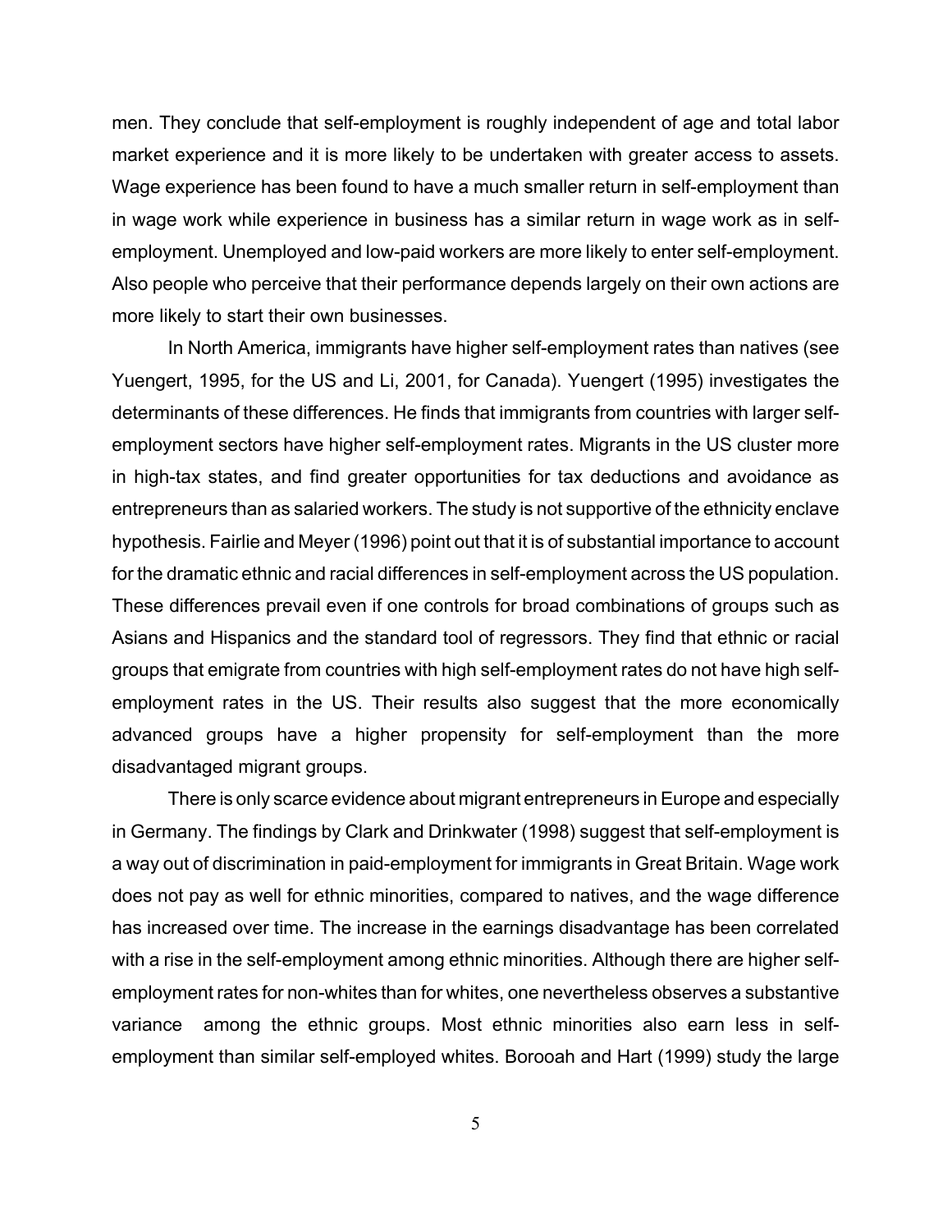men. They conclude that self-employment is roughly independent of age and total labor market experience and it is more likely to be undertaken with greater access to assets. Wage experience has been found to have a much smaller return in self-employment than in wage work while experience in business has a similar return in wage work as in self-employment. Unemployed and low-paid workers are more likely to enter self-employment. Also people who perceive that their performance depends largely on their own actions are more likely to start their own businesses.

In North America, immigrants have higher self-employment rates than natives (see Yuengert, 1995, for the US and Li, 2001, for Canada). Yuengert (1995) investigates the determinants of these differences. He finds that immigrants from countries with larger self-employment sectors have higher self-employment rates. Migrants in the US cluster more in high-tax states, and find greater opportunities for tax deductions and avoidance as entrepreneurs than as salaried workers. The study is not supportive of the ethnicity enclave hypothesis. Fairlie and Meyer (1996) point out that it is of substantial importance to account for the dramatic ethnic and racial differences in self-employment across the US population. These differences prevail even if one controls for broad combinations of groups such as Asians and Hispanics and the standard tool of regressors. They find that ethnic or racial groups that emigrate from countries with high self-employment rates do not have high self-employment rates in the US. Their results also suggest that the more economically advanced groups have a higher propensity for self-employment than the more disadvantaged migrant groups.

There is only scarce evidence about migrant entrepreneurs in Europe and especially in Germany. The findings by Clark and Drinkwater (1998) suggest that self-employment is a way out of discrimination in paid-employment for immigrants in Great Britain. Wage work does not pay as well for ethnic minorities, compared to natives, and the wage difference has increased over time. The increase in the earnings disadvantage has been correlated with a rise in the self-employment among ethnic minorities. Although there are higher self-employment rates for non-whites than for whites, one nevertheless observes a substantive variance among the ethnic groups. Most ethnic minorities also earn less in self-employment than similar self-employed whites. Borooah and Hart (1999) study the large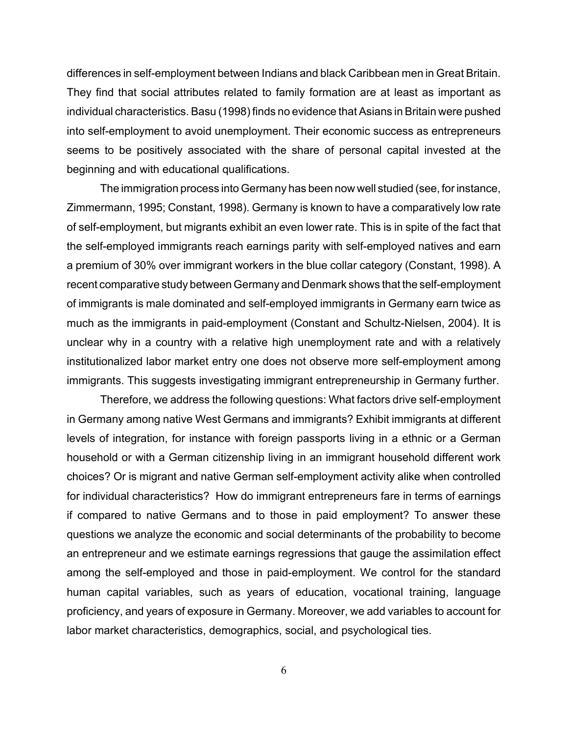differences in self-employment between Indians and black Caribbean men in Great Britain. They find that social attributes related to family formation are at least as important as individual characteristics. Basu (1998) finds no evidence that Asians in Britain were pushed into self-employment to avoid unemployment. Their economic success as entrepreneurs seems to be positively associated with the share of personal capital invested at the beginning and with educational qualifications.

The immigration process into Germany has been now well studied (see, for instance, Zimmermann, 1995; Constant, 1998). Germany is known to have a comparatively low rate of self-employment, but migrants exhibit an even lower rate. This is in spite of the fact that the self-employed immigrants reach earnings parity with self-employed natives and earn a premium of 30% over immigrant workers in the blue collar category (Constant, 1998). A recent comparative study between Germany and Denmark shows that the self-employment of immigrants is male dominated and self-employed immigrants in Germany earn twice as much as the immigrants in paid-employment (Constant and Schultz-Nielsen, 2004). It is unclear why in a country with a relative high unemployment rate and with a relatively institutionalized labor market entry one does not observe more self-employment among immigrants. This suggests investigating immigrant entrepreneurship in Germany further.

Therefore, we address the following questions: What factors drive self-employment in Germany among native West Germans and immigrants? Exhibit immigrants at different levels of integration, for instance with foreign passports living in a ethnic or a German household or with a German citizenship living in an immigrant household different work choices? Or is migrant and native German self-employment activity alike when controlled for individual characteristics? How do immigrant entrepreneurs fare in terms of earnings if compared to native Germans and to those in paid employment? To answer these questions we analyze the economic and social determinants of the probability to become an entrepreneur and we estimate earnings regressions that gauge the assimilation effect among the self-employed and those in paid-employment. We control for the standard human capital variables, such as years of education, vocational training, language proficiency, and years of exposure in Germany. Moreover, we add variables to account for labor market characteristics, demographics, social, and psychological ties.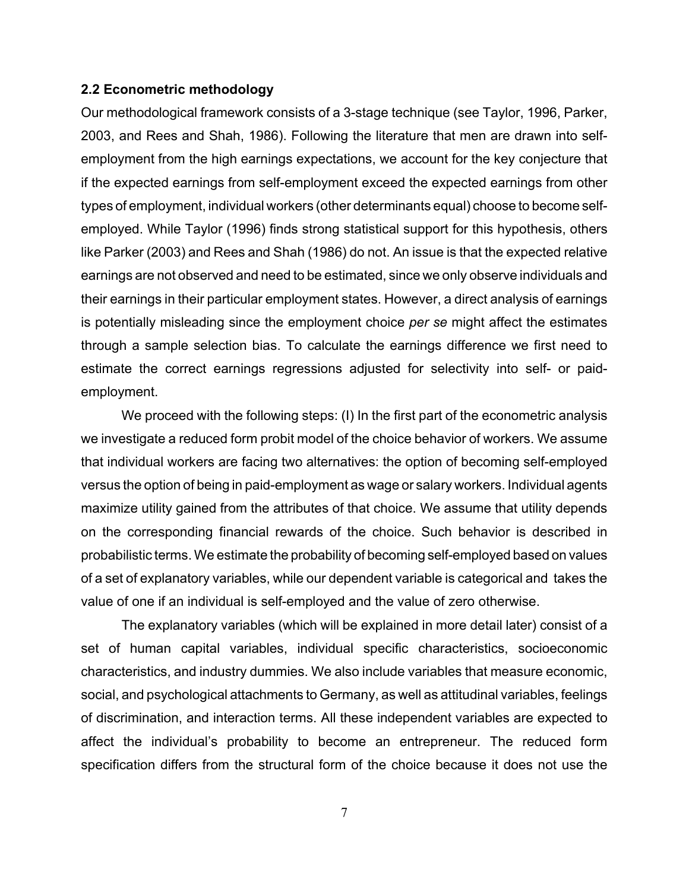### 2.2 Econometric methodology

Our methodological framework consists of a 3-stage technique (see Taylor, 1996, Parker, 2003, and Rees and Shah, 1986). Following the literature that men are drawn into self-employment from the high earnings expectations, we account for the key conjecture that if the expected earnings from self-employment exceed the expected earnings from other types of employment, individual workers (other determinants equal) choose to become self-employed. While Taylor (1996) finds strong statistical support for this hypothesis, others like Parker (2003) and Rees and Shah (1986) do not. An issue is that the expected relative earnings are not observed and need to be estimated, since we only observe individuals and their earnings in their particular employment states. However, a direct analysis of earnings is potentially misleading since the employment choice *per se* might affect the estimates through a sample selection bias. To calculate the earnings difference we first need to estimate the correct earnings regressions adjusted for selectivity into self- or paid-employment.

We proceed with the following steps: (I) In the first part of the econometric analysis we investigate a reduced form probit model of the choice behavior of workers. We assume that individual workers are facing two alternatives: the option of becoming self-employed versus the option of being in paid-employment as wage or salary workers. Individual agents maximize utility gained from the attributes of that choice. We assume that utility depends on the corresponding financial rewards of the choice. Such behavior is described in probabilistic terms. We estimate the probability of becoming self-employed based on values of a set of explanatory variables, while our dependent variable is categorical and takes the value of one if an individual is self-employed and the value of zero otherwise.

The explanatory variables (which will be explained in more detail later) consist of a set of human capital variables, individual specific characteristics, socioeconomic characteristics, and industry dummies. We also include variables that measure economic, social, and psychological attachments to Germany, as well as attitudinal variables, feelings of discrimination, and interaction terms. All these independent variables are expected to affect the individual's probability to become an entrepreneur. The reduced form specification differs from the structural form of the choice because it does not use the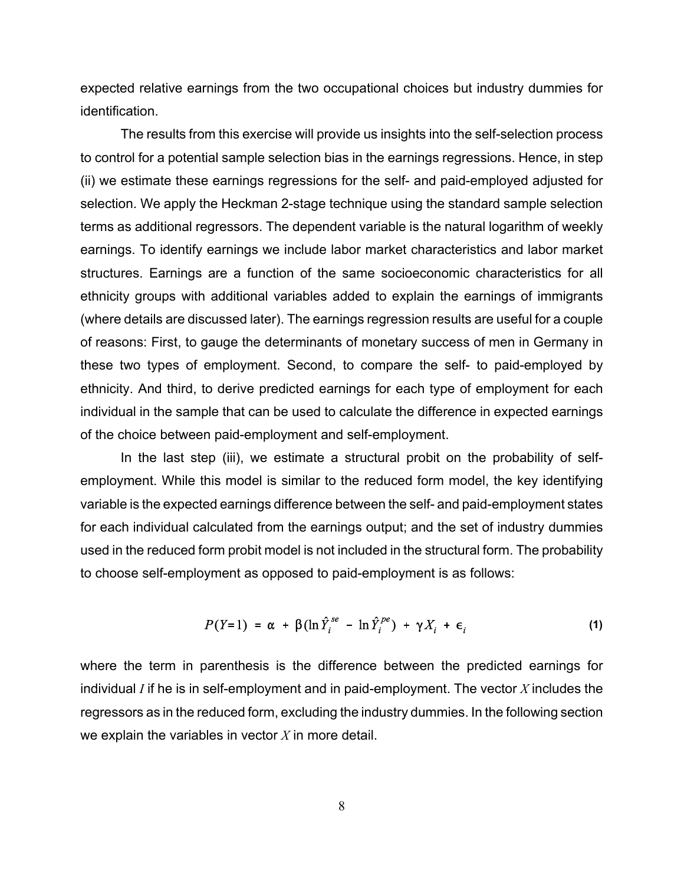expected relative earnings from the two occupational choices but industry dummies for identification.

The results from this exercise will provide us insights into the self-selection process to control for a potential sample selection bias in the earnings regressions. Hence, in step (ii) we estimate these earnings regressions for the self- and paid-employed adjusted for selection. We apply the Heckman 2-stage technique using the standard sample selection terms as additional regressors. The dependent variable is the natural logarithm of weekly earnings. To identify earnings we include labor market characteristics and labor market structures. Earnings are a function of the same socioeconomic characteristics for all ethnicity groups with additional variables added to explain the earnings of immigrants (where details are discussed later). The earnings regression results are useful for a couple of reasons: First, to gauge the determinants of monetary success of men in Germany in these two types of employment. Second, to compare the self- to paid-employed by ethnicity. And third, to derive predicted earnings for each type of employment for each individual in the sample that can be used to calculate the difference in expected earnings of the choice between paid-employment and self-employment.

In the last step (iii), we estimate a structural probit on the probability of self-employment. While this model is similar to the reduced form model, the key identifying variable is the expected earnings difference between the self- and paid-employment states for each individual calculated from the earnings output; and the set of industry dummies used in the reduced form probit model is not included in the structural form. The probability to choose self-employment as opposed to paid-employment is as follows:

$$P(Y=1) \ = \ \alpha \ + \ \beta(\ln \hat{Y}_i^{se} \ - \ \ln \hat{Y}_i^{pe}) \ + \ \gamma X_i \ + \ \epsilon_i \qquad \textbf{(1)}$$

where the term in parenthesis is the difference between the predicted earnings for individual $I$ if he is in self-employment and in paid-employment. The vector $X$ includes the regressors as in the reduced form, excluding the industry dummies. In the following section we explain the variables in vector $X$ in more detail.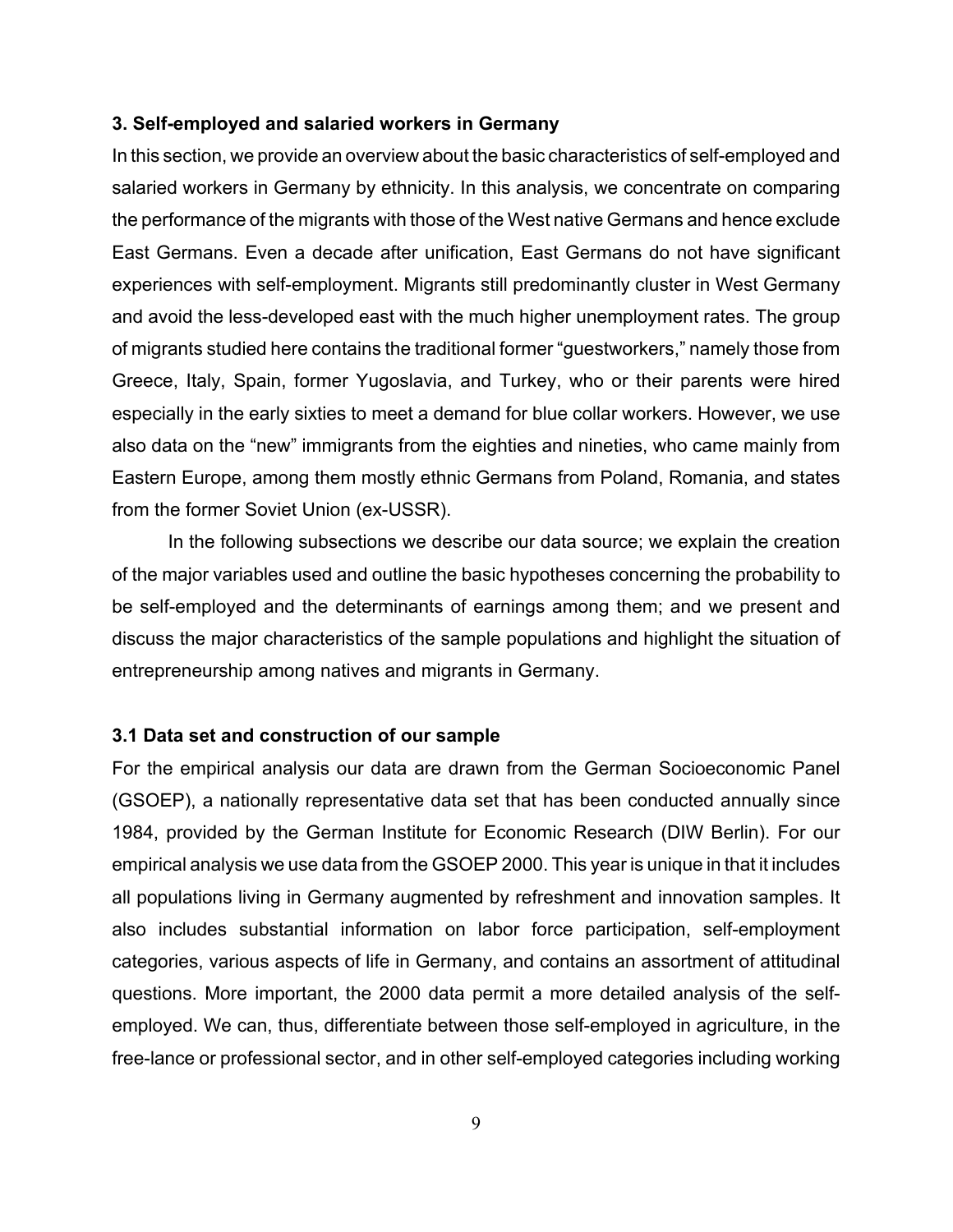## 3. Self-employed and salaried workers in Germany

In this section, we provide an overview about the basic characteristics of self-employed and salaried workers in Germany by ethnicity. In this analysis, we concentrate on comparing the performance of the migrants with those of the West native Germans and hence exclude East Germans. Even a decade after unification, East Germans do not have significant experiences with self-employment. Migrants still predominantly cluster in West Germany and avoid the less-developed east with the much higher unemployment rates. The group of migrants studied here contains the traditional former "guestworkers," namely those from Greece, Italy, Spain, former Yugoslavia, and Turkey, who or their parents were hired especially in the early sixties to meet a demand for blue collar workers. However, we use also data on the "new" immigrants from the eighties and nineties, who came mainly from Eastern Europe, among them mostly ethnic Germans from Poland, Romania, and states from the former Soviet Union (ex-USSR).

In the following subsections we describe our data source; we explain the creation of the major variables used and outline the basic hypotheses concerning the probability to be self-employed and the determinants of earnings among them; and we present and discuss the major characteristics of the sample populations and highlight the situation of entrepreneurship among natives and migrants in Germany.

### 3.1 Data set and construction of our sample

For the empirical analysis our data are drawn from the German Socioeconomic Panel (GSOEP), a nationally representative data set that has been conducted annually since 1984, provided by the German Institute for Economic Research (DIW Berlin). For our empirical analysis we use data from the GSOEP 2000. This year is unique in that it includes all populations living in Germany augmented by refreshment and innovation samples. It also includes substantial information on labor force participation, self-employment categories, various aspects of life in Germany, and contains an assortment of attitudinal questions. More important, the 2000 data permit a more detailed analysis of the self-employed. We can, thus, differentiate between those self-employed in agriculture, in the free-lance or professional sector, and in other self-employed categories including working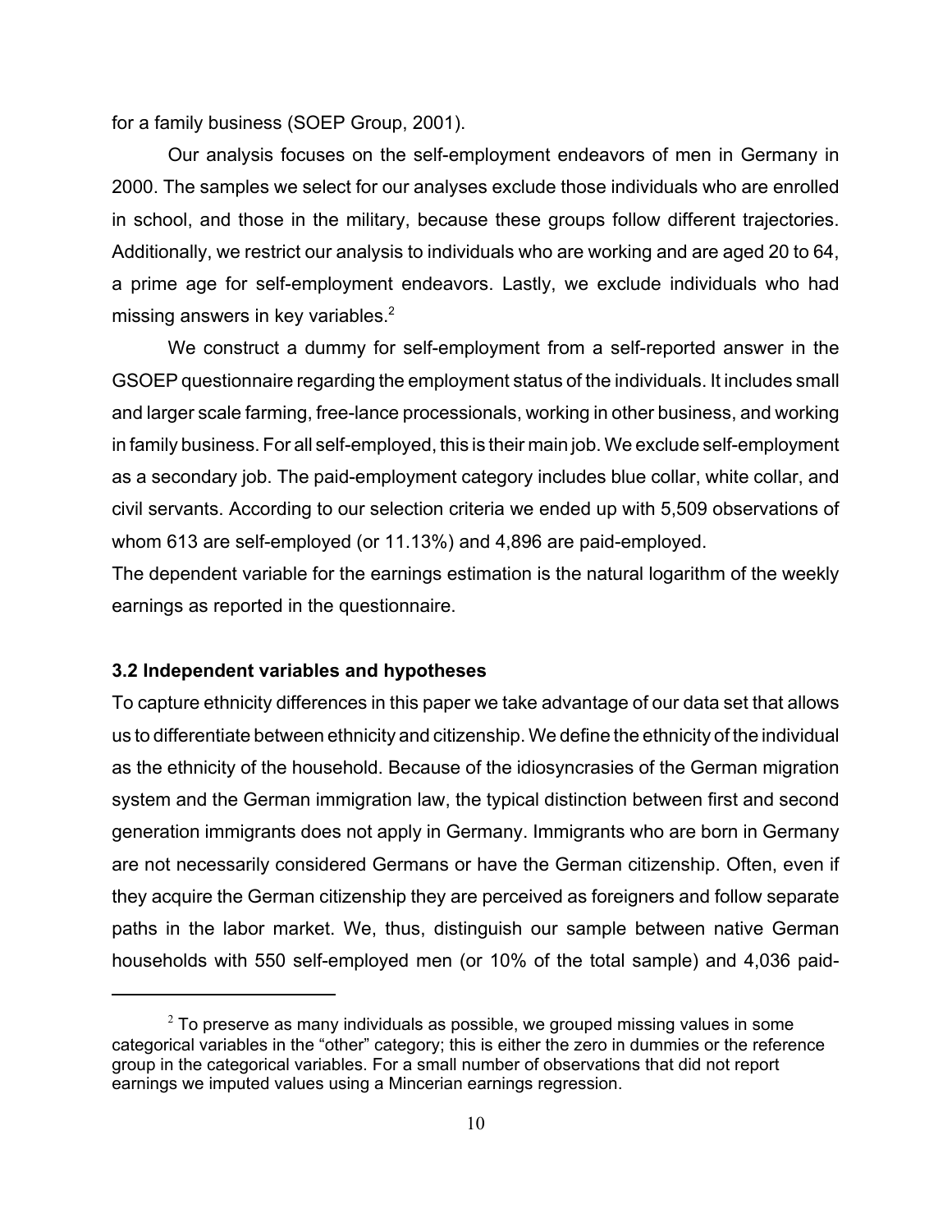for a family business (SOEP Group, 2001).

Our analysis focuses on the self-employment endeavors of men in Germany in 2000. The samples we select for our analyses exclude those individuals who are enrolled in school, and those in the military, because these groups follow different trajectories. Additionally, we restrict our analysis to individuals who are working and are aged 20 to 64, a prime age for self-employment endeavors. Lastly, we exclude individuals who had missing answers in key variables.[2]

We construct a dummy for self-employment from a self-reported answer in the GSOEP questionnaire regarding the employment status of the individuals. It includes small and larger scale farming, free-lance processionals, working in other business, and working in family business. For all self-employed, this is their main job. We exclude self-employment as a secondary job. The paid-employment category includes blue collar, white collar, and civil servants. According to our selection criteria we ended up with 5,509 observations of whom 613 are self-employed (or 11.13%) and 4,896 are paid-employed.

The dependent variable for the earnings estimation is the natural logarithm of the weekly earnings as reported in the questionnaire.

### 3.2 Independent variables and hypotheses

To capture ethnicity differences in this paper we take advantage of our data set that allows us to differentiate between ethnicity and citizenship. We define the ethnicity of the individual as the ethnicity of the household. Because of the idiosyncrasies of the German migration system and the German immigration law, the typical distinction between first and second generation immigrants does not apply in Germany. Immigrants who are born in Germany are not necessarily considered Germans or have the German citizenship. Often, even if they acquire the German citizenship they are perceived as foreigners and follow separate paths in the labor market. We, thus, distinguish our sample between native German households with 550 self-employed men (or 10% of the total sample) and 4,036 paid-

[2] To preserve as many individuals as possible, we grouped missing values in some categorical variables in the "other" category; this is either the zero in dummies or the reference group in the categorical variables. For a small number of observations that did not report earnings we imputed values using a Mincerian earnings regression.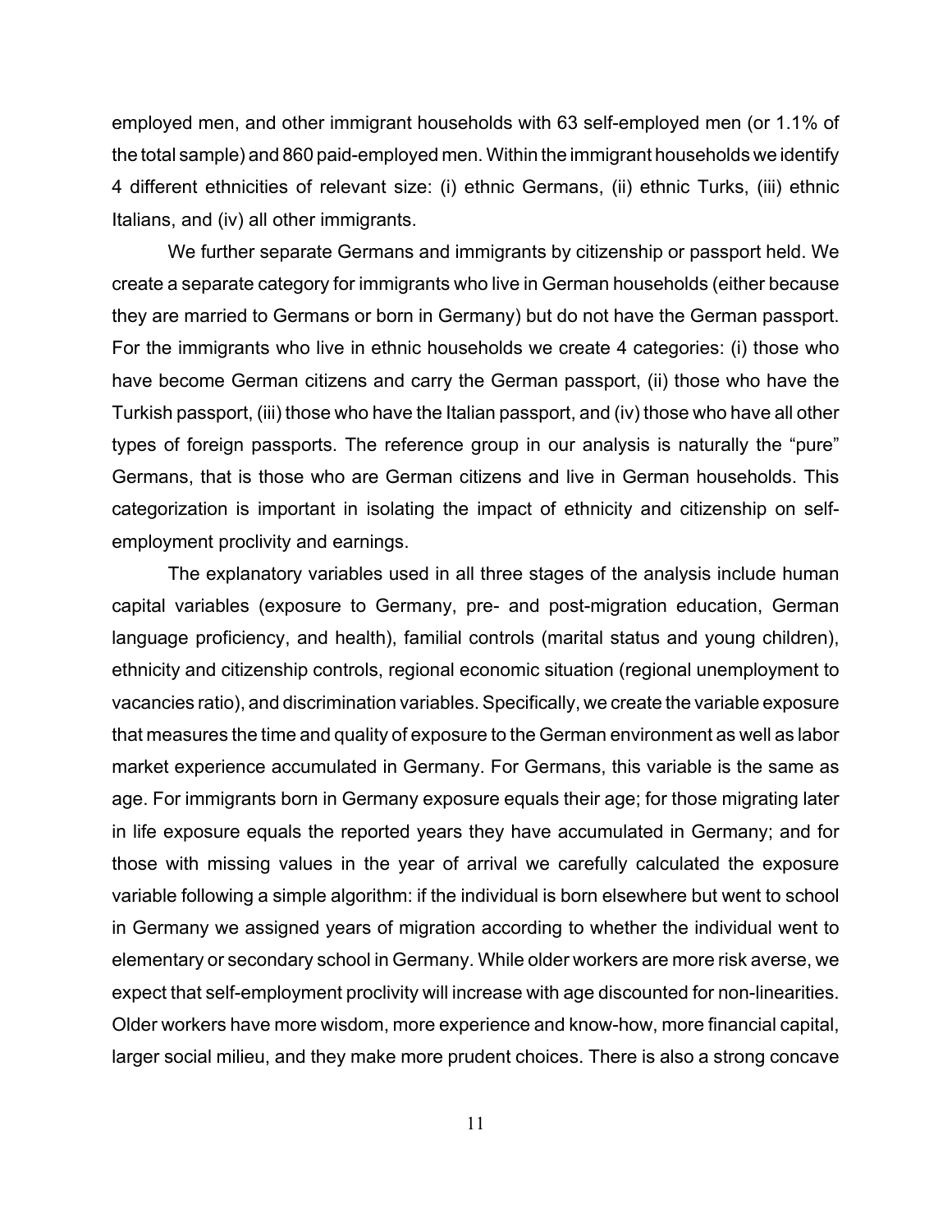employed men, and other immigrant households with 63 self-employed men (or 1.1% of the total sample) and 860 paid-employed men. Within the immigrant households we identify 4 different ethnicities of relevant size: (i) ethnic Germans, (ii) ethnic Turks, (iii) ethnic Italians, and (iv) all other immigrants.

We further separate Germans and immigrants by citizenship or passport held. We create a separate category for immigrants who live in German households (either because they are married to Germans or born in Germany) but do not have the German passport. For the immigrants who live in ethnic households we create 4 categories: (i) those who have become German citizens and carry the German passport, (ii) those who have the Turkish passport, (iii) those who have the Italian passport, and (iv) those who have all other types of foreign passports. The reference group in our analysis is naturally the "pure" Germans, that is those who are German citizens and live in German households. This categorization is important in isolating the impact of ethnicity and citizenship on self-employment proclivity and earnings.

The explanatory variables used in all three stages of the analysis include human capital variables (exposure to Germany, pre- and post-migration education, German language proficiency, and health), familial controls (marital status and young children), ethnicity and citizenship controls, regional economic situation (regional unemployment to vacancies ratio), and discrimination variables. Specifically, we create the variable exposure that measures the time and quality of exposure to the German environment as well as labor market experience accumulated in Germany. For Germans, this variable is the same as age. For immigrants born in Germany exposure equals their age; for those migrating later in life exposure equals the reported years they have accumulated in Germany; and for those with missing values in the year of arrival we carefully calculated the exposure variable following a simple algorithm: if the individual is born elsewhere but went to school in Germany we assigned years of migration according to whether the individual went to elementary or secondary school in Germany. While older workers are more risk averse, we expect that self-employment proclivity will increase with age discounted for non-linearities. Older workers have more wisdom, more experience and know-how, more financial capital, larger social milieu, and they make more prudent choices. There is also a strong concave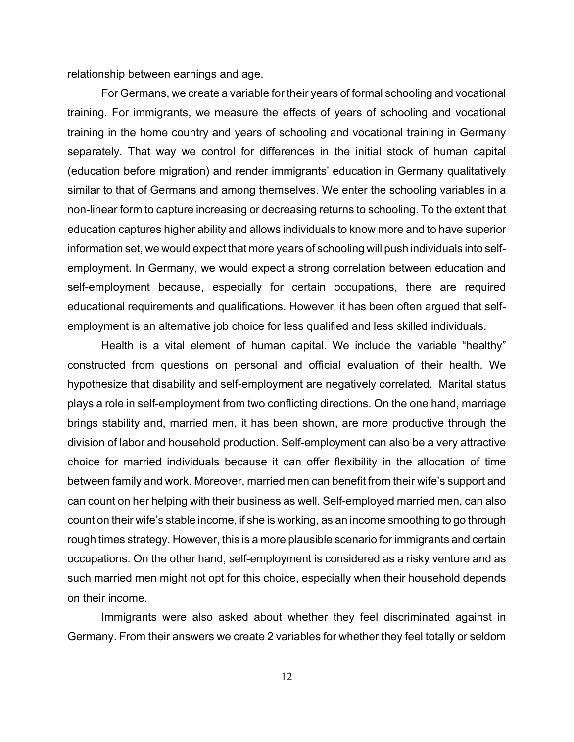relationship between earnings and age.

For Germans, we create a variable for their years of formal schooling and vocational training. For immigrants, we measure the effects of years of schooling and vocational training in the home country and years of schooling and vocational training in Germany separately. That way we control for differences in the initial stock of human capital (education before migration) and render immigrants' education in Germany qualitatively similar to that of Germans and among themselves. We enter the schooling variables in a non-linear form to capture increasing or decreasing returns to schooling. To the extent that education captures higher ability and allows individuals to know more and to have superior information set, we would expect that more years of schooling will push individuals into self-employment. In Germany, we would expect a strong correlation between education and self-employment because, especially for certain occupations, there are required educational requirements and qualifications. However, it has been often argued that self-employment is an alternative job choice for less qualified and less skilled individuals.

Health is a vital element of human capital. We include the variable "healthy" constructed from questions on personal and official evaluation of their health. We hypothesize that disability and self-employment are negatively correlated. Marital status plays a role in self-employment from two conflicting directions. On the one hand, marriage brings stability and, married men, it has been shown, are more productive through the division of labor and household production. Self-employment can also be a very attractive choice for married individuals because it can offer flexibility in the allocation of time between family and work. Moreover, married men can benefit from their wife's support and can count on her helping with their business as well. Self-employed married men, can also count on their wife's stable income, if she is working, as an income smoothing to go through rough times strategy. However, this is a more plausible scenario for immigrants and certain occupations. On the other hand, self-employment is considered as a risky venture and as such married men might not opt for this choice, especially when their household depends on their income.

Immigrants were also asked about whether they feel discriminated against in Germany. From their answers we create 2 variables for whether they feel totally or seldom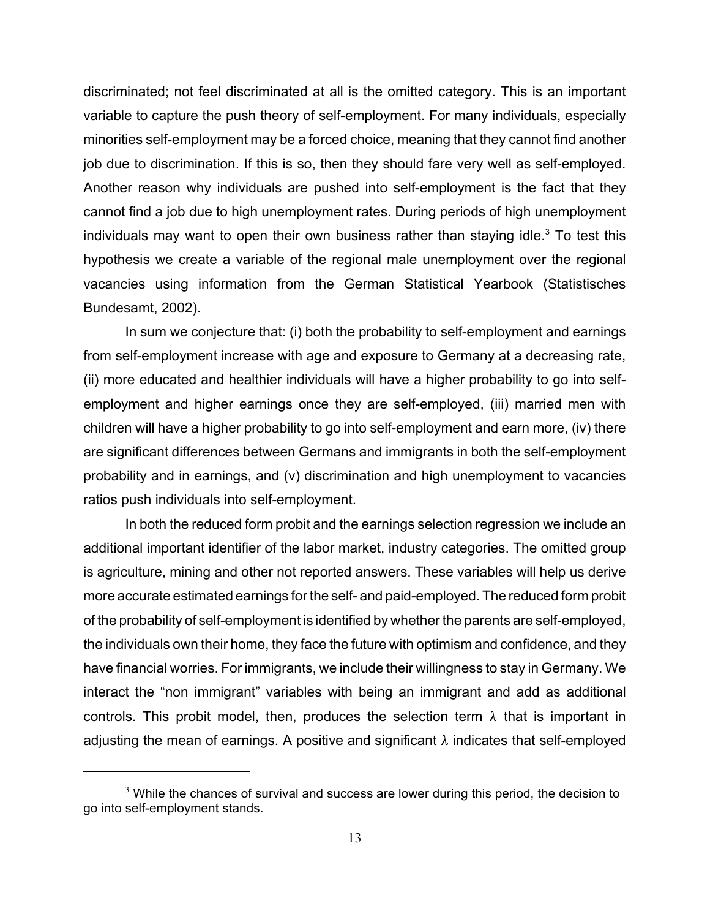discriminated; not feel discriminated at all is the omitted category. This is an important variable to capture the push theory of self-employment. For many individuals, especially minorities self-employment may be a forced choice, meaning that they cannot find another job due to discrimination. If this is so, then they should fare very well as self-employed. Another reason why individuals are pushed into self-employment is the fact that they cannot find a job due to high unemployment rates. During periods of high unemployment individuals may want to open their own business rather than staying idle.[3] To test this hypothesis we create a variable of the regional male unemployment over the regional vacancies using information from the German Statistical Yearbook (Statistisches Bundesamt, 2002).

In sum we conjecture that: (i) both the probability to self-employment and earnings from self-employment increase with age and exposure to Germany at a decreasing rate, (ii) more educated and healthier individuals will have a higher probability to go into self-employment and higher earnings once they are self-employed, (iii) married men with children will have a higher probability to go into self-employment and earn more, (iv) there are significant differences between Germans and immigrants in both the self-employment probability and in earnings, and (v) discrimination and high unemployment to vacancies ratios push individuals into self-employment.

In both the reduced form probit and the earnings selection regression we include an additional important identifier of the labor market, industry categories. The omitted group is agriculture, mining and other not reported answers. These variables will help us derive more accurate estimated earnings for the self- and paid-employed. The reduced form probit of the probability of self-employment is identified by whether the parents are self-employed, the individuals own their home, they face the future with optimism and confidence, and they have financial worries. For immigrants, we include their willingness to stay in Germany. We interact the "non immigrant" variables with being an immigrant and add as additional controls. This probit model, then, produces the selection term $\lambda$ that is important in adjusting the mean of earnings. A positive and significant $\lambda$ indicates that self-employed

[3] While the chances of survival and success are lower during this period, the decision to go into self-employment stands.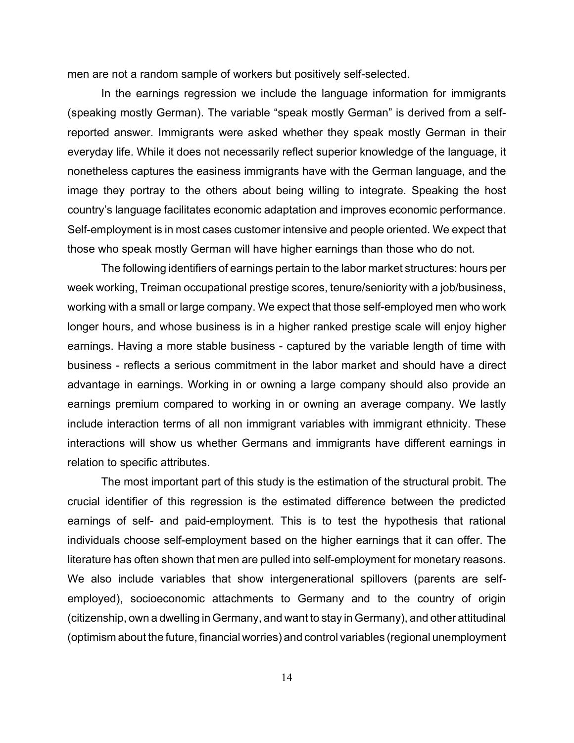men are not a random sample of workers but positively self-selected.

In the earnings regression we include the language information for immigrants (speaking mostly German). The variable "speak mostly German" is derived from a self-reported answer. Immigrants were asked whether they speak mostly German in their everyday life. While it does not necessarily reflect superior knowledge of the language, it nonetheless captures the easiness immigrants have with the German language, and the image they portray to the others about being willing to integrate. Speaking the host country's language facilitates economic adaptation and improves economic performance. Self-employment is in most cases customer intensive and people oriented. We expect that those who speak mostly German will have higher earnings than those who do not.

The following identifiers of earnings pertain to the labor market structures: hours per week working, Treiman occupational prestige scores, tenure/seniority with a job/business, working with a small or large company. We expect that those self-employed men who work longer hours, and whose business is in a higher ranked prestige scale will enjoy higher earnings. Having a more stable business - captured by the variable length of time with business - reflects a serious commitment in the labor market and should have a direct advantage in earnings. Working in or owning a large company should also provide an earnings premium compared to working in or owning an average company. We lastly include interaction terms of all non immigrant variables with immigrant ethnicity. These interactions will show us whether Germans and immigrants have different earnings in relation to specific attributes.

The most important part of this study is the estimation of the structural probit. The crucial identifier of this regression is the estimated difference between the predicted earnings of self- and paid-employment. This is to test the hypothesis that rational individuals choose self-employment based on the higher earnings that it can offer. The literature has often shown that men are pulled into self-employment for monetary reasons. We also include variables that show intergenerational spillovers (parents are self-employed), socioeconomic attachments to Germany and to the country of origin (citizenship, own a dwelling in Germany, and want to stay in Germany), and other attitudinal (optimism about the future, financial worries) and control variables (regional unemployment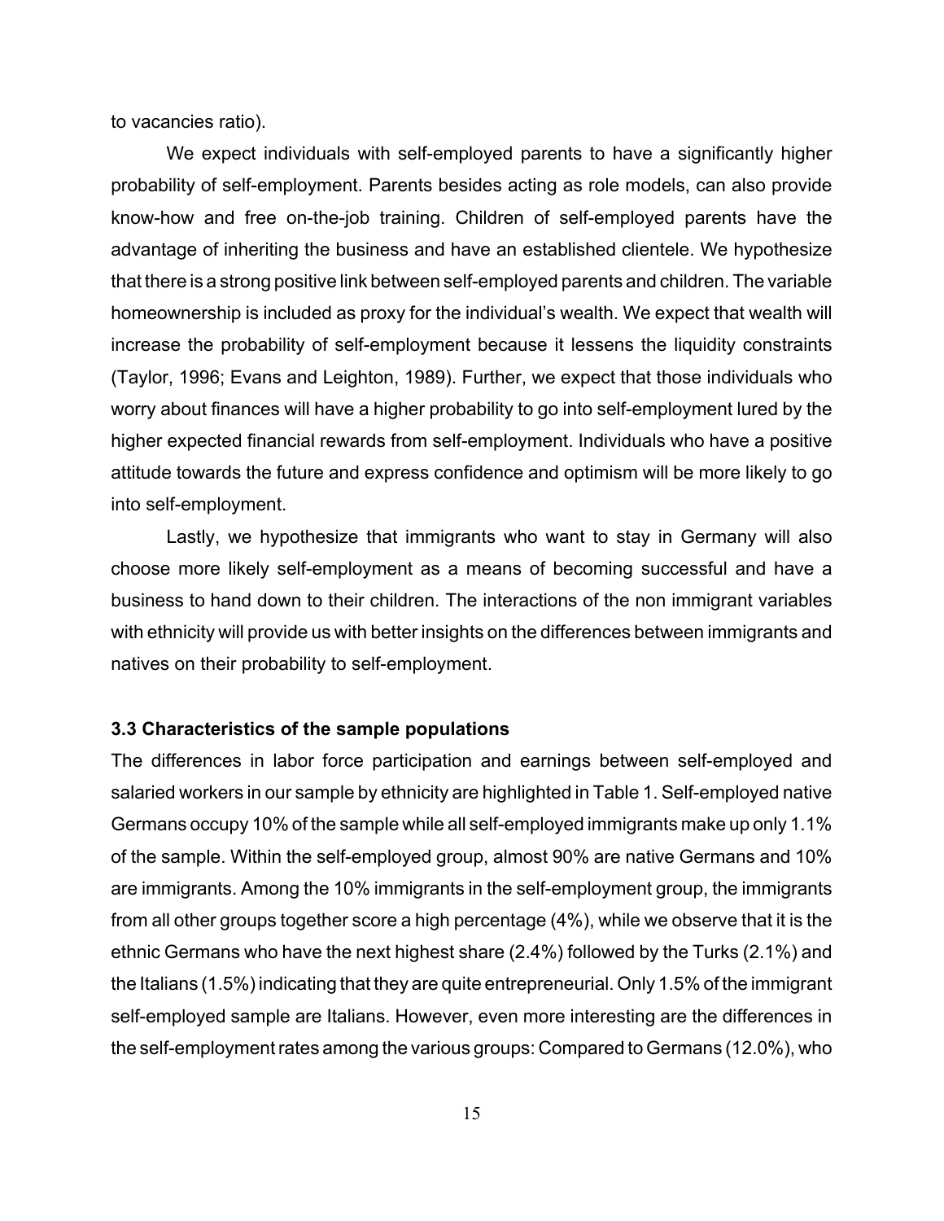to vacancies ratio).

We expect individuals with self-employed parents to have a significantly higher probability of self-employment. Parents besides acting as role models, can also provide know-how and free on-the-job training. Children of self-employed parents have the advantage of inheriting the business and have an established clientele. We hypothesize that there is a strong positive link between self-employed parents and children. The variable homeownership is included as proxy for the individual's wealth. We expect that wealth will increase the probability of self-employment because it lessens the liquidity constraints (Taylor, 1996; Evans and Leighton, 1989). Further, we expect that those individuals who worry about finances will have a higher probability to go into self-employment lured by the higher expected financial rewards from self-employment. Individuals who have a positive attitude towards the future and express confidence and optimism will be more likely to go into self-employment.

Lastly, we hypothesize that immigrants who want to stay in Germany will also choose more likely self-employment as a means of becoming successful and have a business to hand down to their children. The interactions of the non immigrant variables with ethnicity will provide us with better insights on the differences between immigrants and natives on their probability to self-employment.

### 3.3 Characteristics of the sample populations

The differences in labor force participation and earnings between self-employed and salaried workers in our sample by ethnicity are highlighted in Table 1. Self-employed native Germans occupy 10% of the sample while all self-employed immigrants make up only 1.1% of the sample. Within the self-employed group, almost 90% are native Germans and 10% are immigrants. Among the 10% immigrants in the self-employment group, the immigrants from all other groups together score a high percentage (4%), while we observe that it is the ethnic Germans who have the next highest share (2.4%) followed by the Turks (2.1%) and the Italians (1.5%) indicating that they are quite entrepreneurial. Only 1.5% of the immigrant self-employed sample are Italians. However, even more interesting are the differences in the self-employment rates among the various groups: Compared to Germans (12.0%), who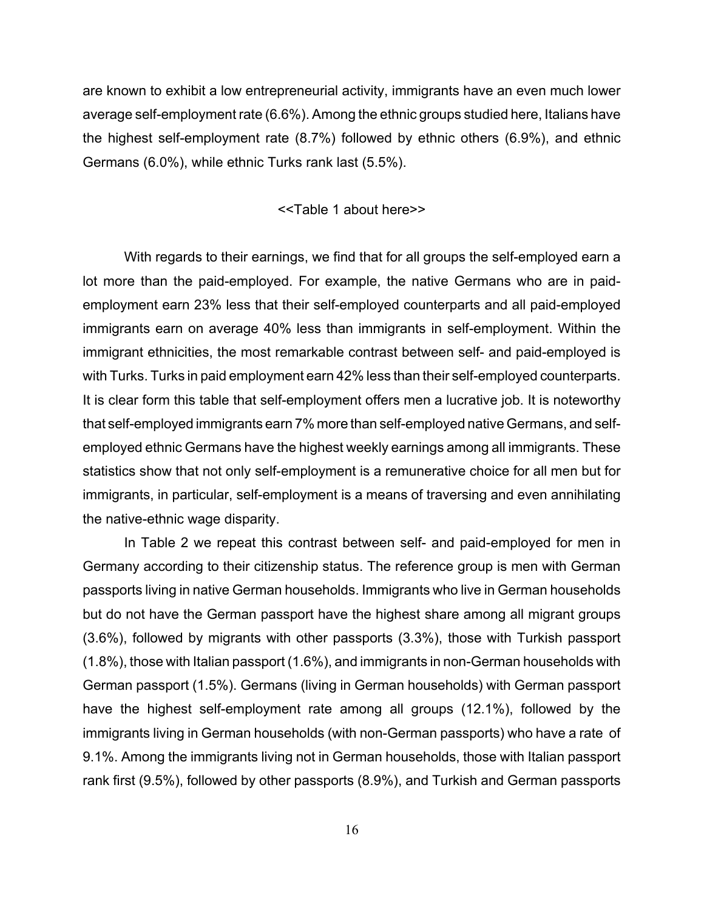are known to exhibit a low entrepreneurial activity, immigrants have an even much lower average self-employment rate (6.6%). Among the ethnic groups studied here, Italians have the highest self-employment rate (8.7%) followed by ethnic others (6.9%), and ethnic Germans (6.0%), while ethnic Turks rank last (5.5%).

<<Table 1 about here>>

With regards to their earnings, we find that for all groups the self-employed earn a lot more than the paid-employed. For example, the native Germans who are in paid-employment earn 23% less that their self-employed counterparts and all paid-employed immigrants earn on average 40% less than immigrants in self-employment. Within the immigrant ethnicities, the most remarkable contrast between self- and paid-employed is with Turks. Turks in paid employment earn 42% less than their self-employed counterparts. It is clear form this table that self-employment offers men a lucrative job. It is noteworthy that self-employed immigrants earn 7% more than self-employed native Germans, and self-employed ethnic Germans have the highest weekly earnings among all immigrants. These statistics show that not only self-employment is a remunerative choice for all men but for immigrants, in particular, self-employment is a means of traversing and even annihilating the native-ethnic wage disparity.

In Table 2 we repeat this contrast between self- and paid-employed for men in Germany according to their citizenship status. The reference group is men with German passports living in native German households. Immigrants who live in German households but do not have the German passport have the highest share among all migrant groups (3.6%), followed by migrants with other passports (3.3%), those with Turkish passport (1.8%), those with Italian passport (1.6%), and immigrants in non-German households with German passport (1.5%). Germans (living in German households) with German passport have the highest self-employment rate among all groups (12.1%), followed by the immigrants living in German households (with non-German passports) who have a rate of 9.1%. Among the immigrants living not in German households, those with Italian passport rank first (9.5%), followed by other passports (8.9%), and Turkish and German passports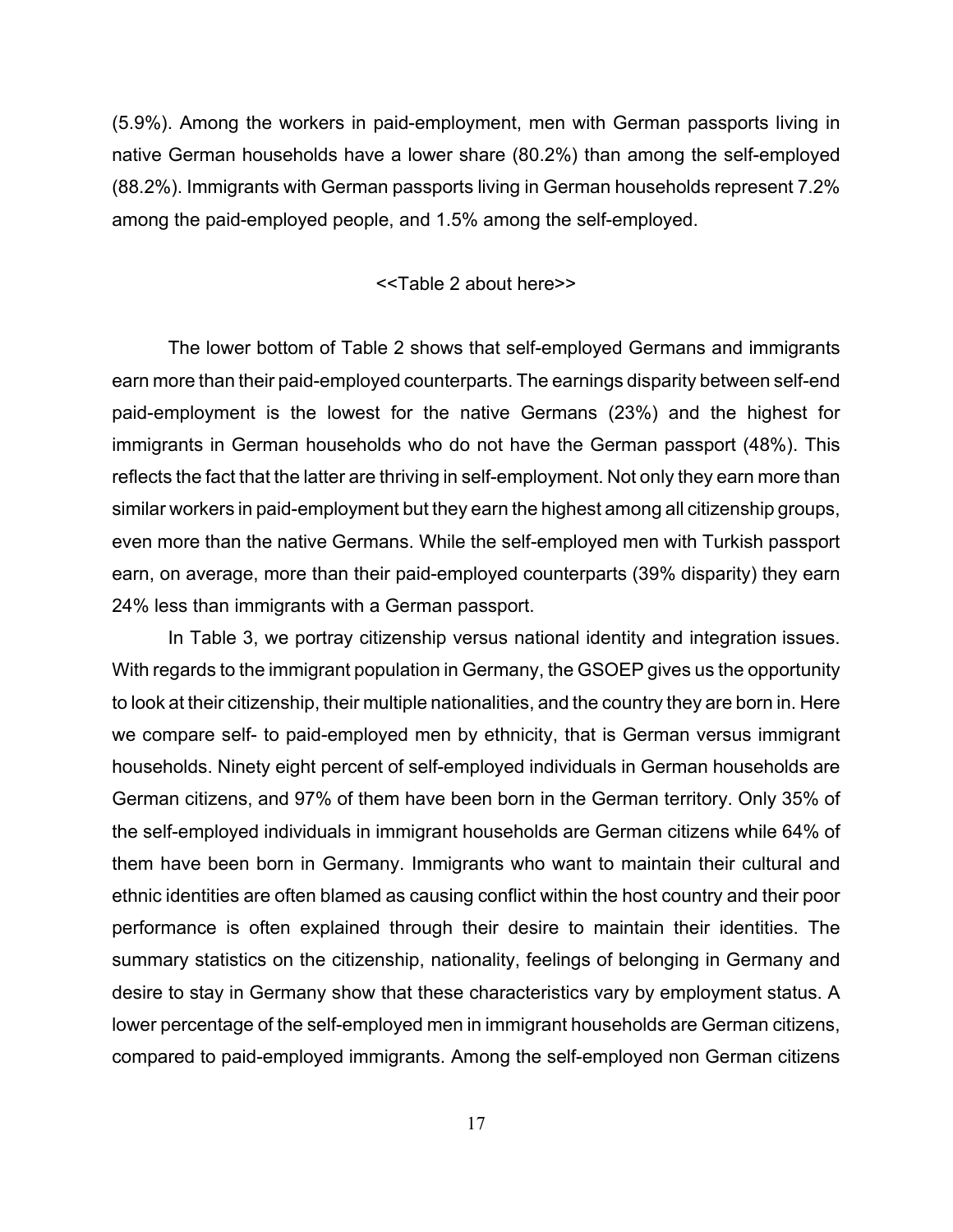(5.9%). Among the workers in paid-employment, men with German passports living in native German households have a lower share (80.2%) than among the self-employed (88.2%). Immigrants with German passports living in German households represent 7.2% among the paid-employed people, and 1.5% among the self-employed.

<<Table 2 about here>>

The lower bottom of Table 2 shows that self-employed Germans and immigrants earn more than their paid-employed counterparts. The earnings disparity between self-end paid-employment is the lowest for the native Germans (23%) and the highest for immigrants in German households who do not have the German passport (48%). This reflects the fact that the latter are thriving in self-employment. Not only they earn more than similar workers in paid-employment but they earn the highest among all citizenship groups, even more than the native Germans. While the self-employed men with Turkish passport earn, on average, more than their paid-employed counterparts (39% disparity) they earn 24% less than immigrants with a German passport.

In Table 3, we portray citizenship versus national identity and integration issues. With regards to the immigrant population in Germany, the GSOEP gives us the opportunity to look at their citizenship, their multiple nationalities, and the country they are born in. Here we compare self- to paid-employed men by ethnicity, that is German versus immigrant households. Ninety eight percent of self-employed individuals in German households are German citizens, and 97% of them have been born in the German territory. Only 35% of the self-employed individuals in immigrant households are German citizens while 64% of them have been born in Germany. Immigrants who want to maintain their cultural and ethnic identities are often blamed as causing conflict within the host country and their poor performance is often explained through their desire to maintain their identities. The summary statistics on the citizenship, nationality, feelings of belonging in Germany and desire to stay in Germany show that these characteristics vary by employment status. A lower percentage of the self-employed men in immigrant households are German citizens, compared to paid-employed immigrants. Among the self-employed non German citizens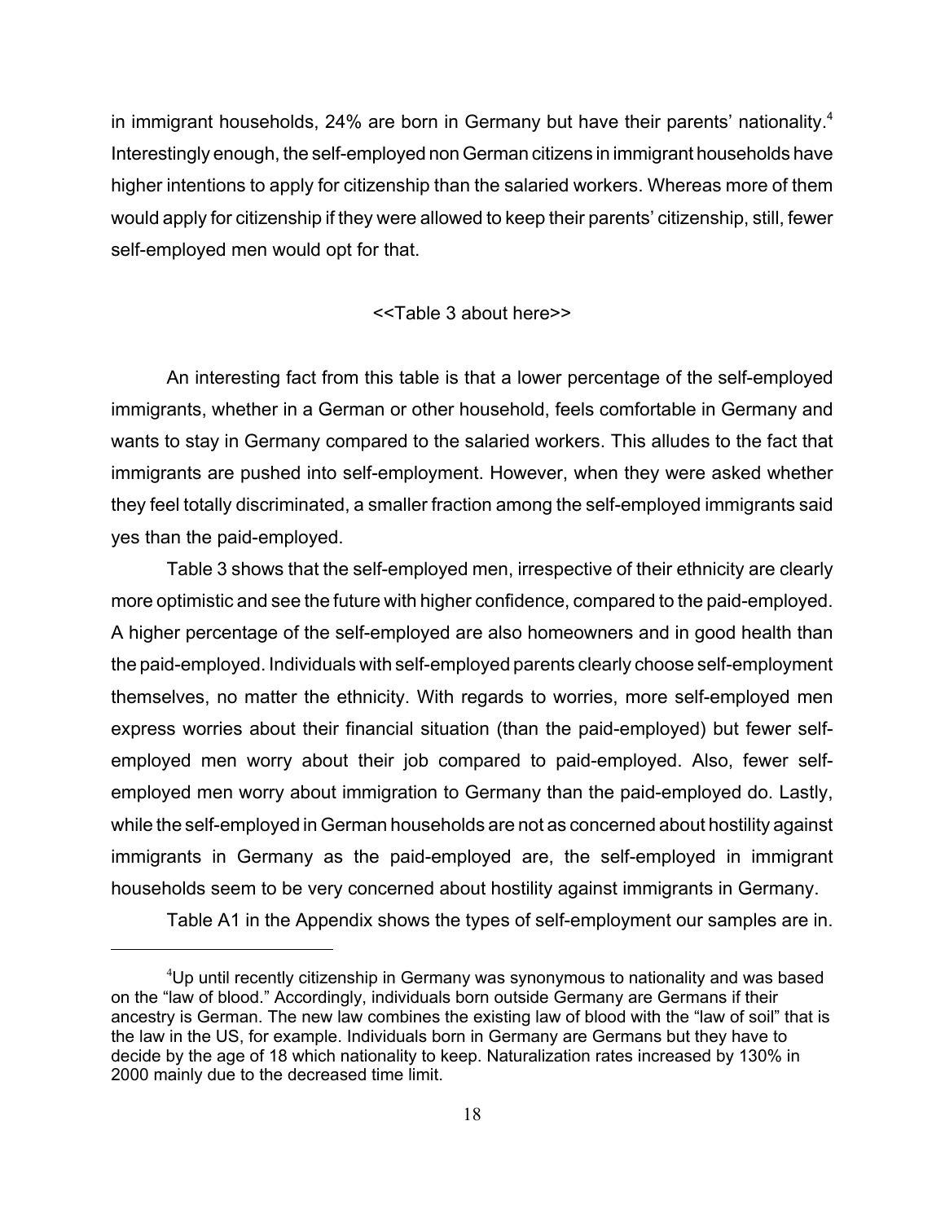in immigrant households, 24% are born in Germany but have their parents' nationality.[4] Interestingly enough, the self-employed non German citizens in immigrant households have higher intentions to apply for citizenship than the salaried workers. Whereas more of them would apply for citizenship if they were allowed to keep their parents' citizenship, still, fewer self-employed men would opt for that.

<<Table 3 about here>>

An interesting fact from this table is that a lower percentage of the self-employed immigrants, whether in a German or other household, feels comfortable in Germany and wants to stay in Germany compared to the salaried workers. This alludes to the fact that immigrants are pushed into self-employment. However, when they were asked whether they feel totally discriminated, a smaller fraction among the self-employed immigrants said yes than the paid-employed.

Table 3 shows that the self-employed men, irrespective of their ethnicity are clearly more optimistic and see the future with higher confidence, compared to the paid-employed. A higher percentage of the self-employed are also homeowners and in good health than the paid-employed. Individuals with self-employed parents clearly choose self-employment themselves, no matter the ethnicity. With regards to worries, more self-employed men express worries about their financial situation (than the paid-employed) but fewer self-employed men worry about their job compared to paid-employed. Also, fewer self-employed men worry about immigration to Germany than the paid-employed do. Lastly, while the self-employed in German households are not as concerned about hostility against immigrants in Germany as the paid-employed are, the self-employed in immigrant households seem to be very concerned about hostility against immigrants in Germany.

Table A1 in the Appendix shows the types of self-employment our samples are in.

---

[4] Up until recently citizenship in Germany was synonymous to nationality and was based on the "law of blood." Accordingly, individuals born outside Germany are Germans if their ancestry is German. The new law combines the existing law of blood with the "law of soil" that is the law in the US, for example. Individuals born in Germany are Germans but they have to decide by the age of 18 which nationality to keep. Naturalization rates increased by 130% in 2000 mainly due to the decreased time limit.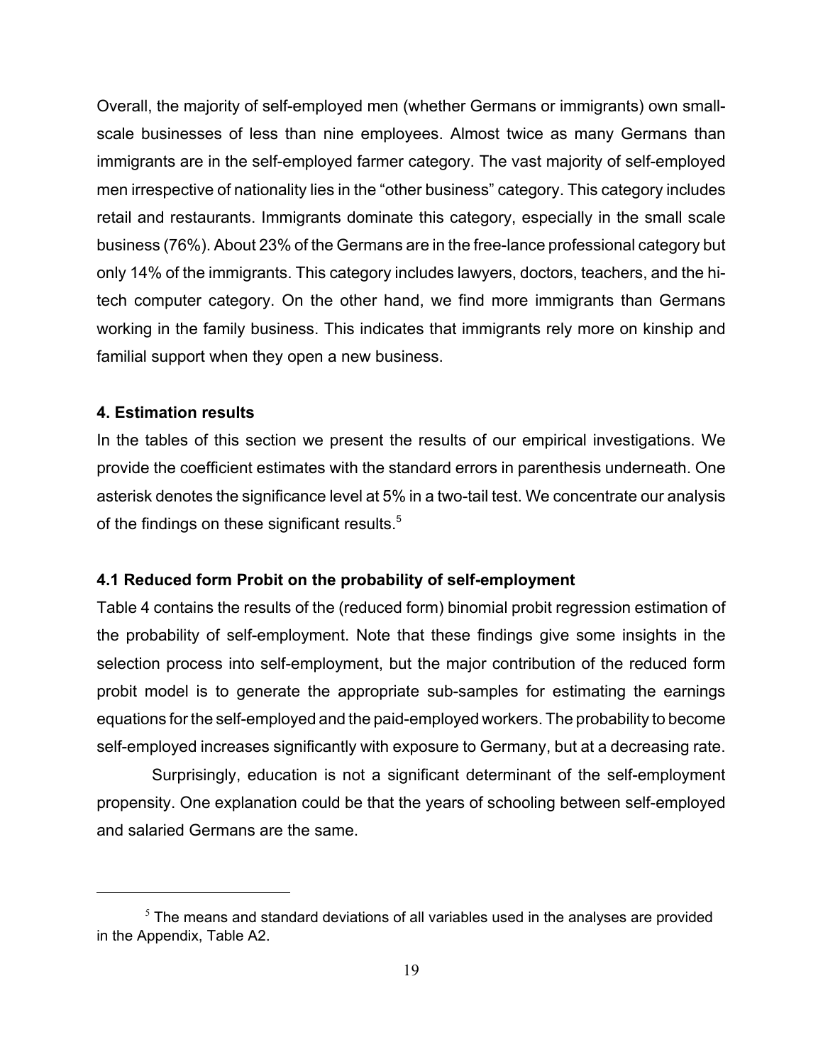Overall, the majority of self-employed men (whether Germans or immigrants) own small-scale businesses of less than nine employees. Almost twice as many Germans than immigrants are in the self-employed farmer category. The vast majority of self-employed men irrespective of nationality lies in the "other business" category. This category includes retail and restaurants. Immigrants dominate this category, especially in the small scale business (76%). About 23% of the Germans are in the free-lance professional category but only 14% of the immigrants. This category includes lawyers, doctors, teachers, and the hi-tech computer category. On the other hand, we find more immigrants than Germans working in the family business. This indicates that immigrants rely more on kinship and familial support when they open a new business.

## 4. Estimation results

In the tables of this section we present the results of our empirical investigations. We provide the coefficient estimates with the standard errors in parenthesis underneath. One asterisk denotes the significance level at 5% in a two-tail test. We concentrate our analysis of the findings on these significant results.[5]

### 4.1 Reduced form Probit on the probability of self-employment

Table 4 contains the results of the (reduced form) binomial probit regression estimation of the probability of self-employment. Note that these findings give some insights in the selection process into self-employment, but the major contribution of the reduced form probit model is to generate the appropriate sub-samples for estimating the earnings equations for the self-employed and the paid-employed workers. The probability to become self-employed increases significantly with exposure to Germany, but at a decreasing rate.

Surprisingly, education is not a significant determinant of the self-employment propensity. One explanation could be that the years of schooling between self-employed and salaried Germans are the same.

---

[5] The means and standard deviations of all variables used in the analyses are provided in the Appendix, Table A2.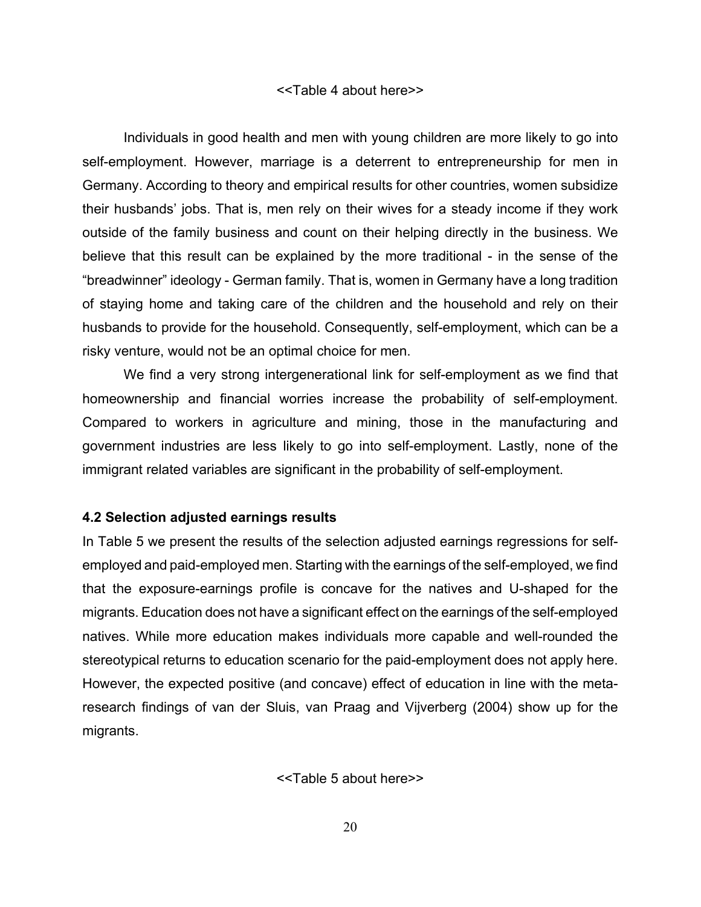<<Table 4 about here>>

Individuals in good health and men with young children are more likely to go into self-employment. However, marriage is a deterrent to entrepreneurship for men in Germany. According to theory and empirical results for other countries, women subsidize their husbands' jobs. That is, men rely on their wives for a steady income if they work outside of the family business and count on their helping directly in the business. We believe that this result can be explained by the more traditional - in the sense of the "breadwinner" ideology - German family. That is, women in Germany have a long tradition of staying home and taking care of the children and the household and rely on their husbands to provide for the household. Consequently, self-employment, which can be a risky venture, would not be an optimal choice for men.

We find a very strong intergenerational link for self-employment as we find that homeownership and financial worries increase the probability of self-employment. Compared to workers in agriculture and mining, those in the manufacturing and government industries are less likely to go into self-employment. Lastly, none of the immigrant related variables are significant in the probability of self-employment.

### 4.2 Selection adjusted earnings results

In Table 5 we present the results of the selection adjusted earnings regressions for self-employed and paid-employed men. Starting with the earnings of the self-employed, we find that the exposure-earnings profile is concave for the natives and U-shaped for the migrants. Education does not have a significant effect on the earnings of the self-employed natives. While more education makes individuals more capable and well-rounded the stereotypical returns to education scenario for the paid-employment does not apply here. However, the expected positive (and concave) effect of education in line with the meta-research findings of van der Sluis, van Praag and Vijverberg (2004) show up for the migrants.

<<Table 5 about here>>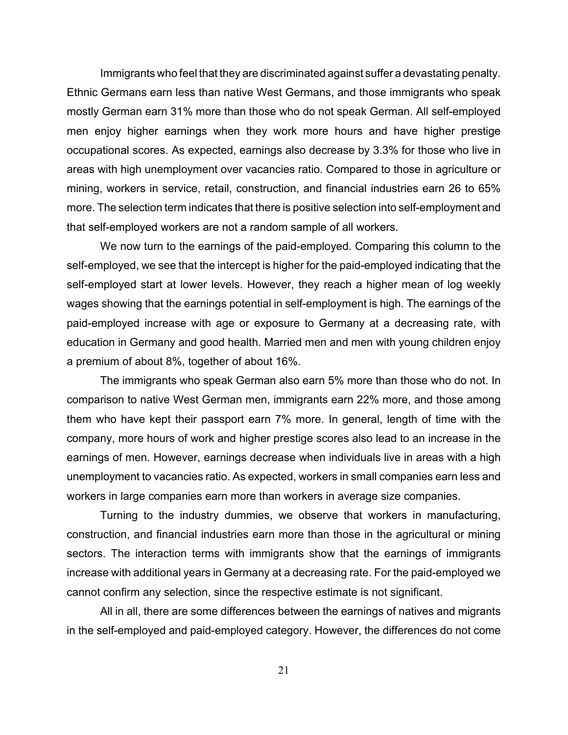Immigrants who feel that they are discriminated against suffer a devastating penalty. Ethnic Germans earn less than native West Germans, and those immigrants who speak mostly German earn 31% more than those who do not speak German. All self-employed men enjoy higher earnings when they work more hours and have higher prestige occupational scores. As expected, earnings also decrease by 3.3% for those who live in areas with high unemployment over vacancies ratio. Compared to those in agriculture or mining, workers in service, retail, construction, and financial industries earn 26 to 65% more. The selection term indicates that there is positive selection into self-employment and that self-employed workers are not a random sample of all workers.

We now turn to the earnings of the paid-employed. Comparing this column to the self-employed, we see that the intercept is higher for the paid-employed indicating that the self-employed start at lower levels. However, they reach a higher mean of log weekly wages showing that the earnings potential in self-employment is high. The earnings of the paid-employed increase with age or exposure to Germany at a decreasing rate, with education in Germany and good health. Married men and men with young children enjoy a premium of about 8%, together of about 16%.

The immigrants who speak German also earn 5% more than those who do not. In comparison to native West German men, immigrants earn 22% more, and those among them who have kept their passport earn 7% more. In general, length of time with the company, more hours of work and higher prestige scores also lead to an increase in the earnings of men. However, earnings decrease when individuals live in areas with a high unemployment to vacancies ratio. As expected, workers in small companies earn less and workers in large companies earn more than workers in average size companies.

Turning to the industry dummies, we observe that workers in manufacturing, construction, and financial industries earn more than those in the agricultural or mining sectors. The interaction terms with immigrants show that the earnings of immigrants increase with additional years in Germany at a decreasing rate. For the paid-employed we cannot confirm any selection, since the respective estimate is not significant.

All in all, there are some differences between the earnings of natives and migrants in the self-employed and paid-employed category. However, the differences do not come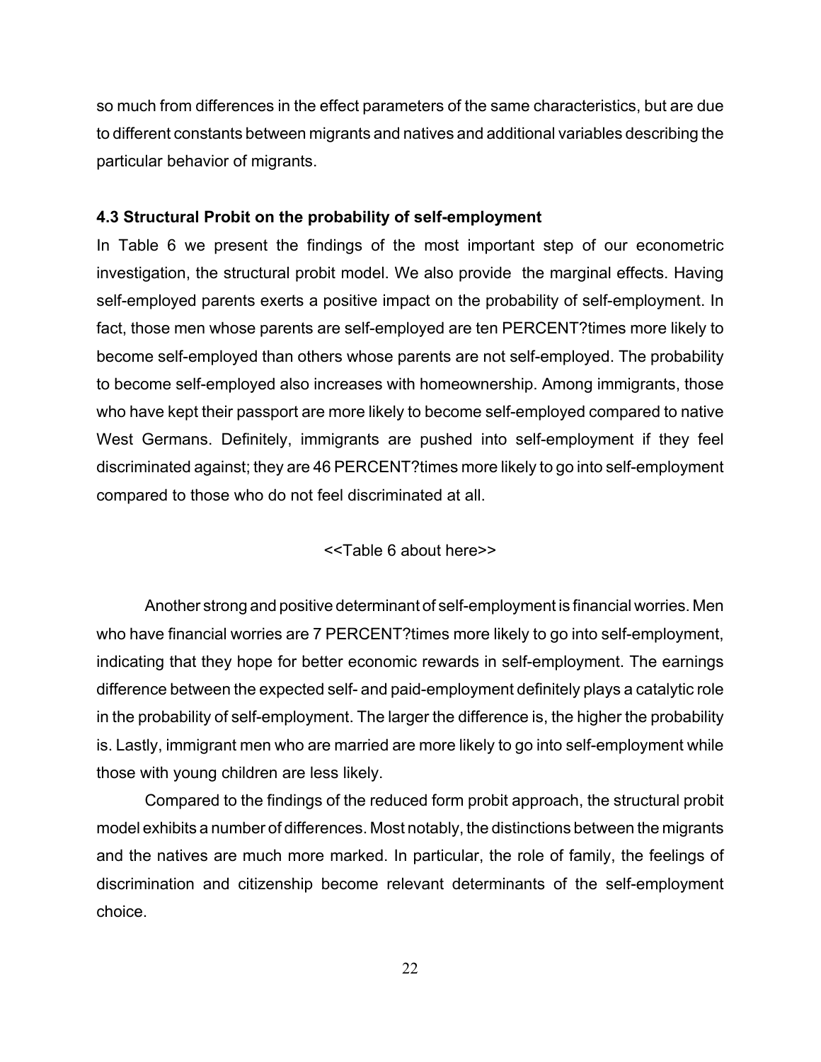so much from differences in the effect parameters of the same characteristics, but are due to different constants between migrants and natives and additional variables describing the particular behavior of migrants.

### 4.3 Structural Probit on the probability of self-employment

In Table 6 we present the findings of the most important step of our econometric investigation, the structural probit model. We also provide the marginal effects. Having self-employed parents exerts a positive impact on the probability of self-employment. In fact, those men whose parents are self-employed are ten PERCENT?times more likely to become self-employed than others whose parents are not self-employed. The probability to become self-employed also increases with homeownership. Among immigrants, those who have kept their passport are more likely to become self-employed compared to native West Germans. Definitely, immigrants are pushed into self-employment if they feel discriminated against; they are 46 PERCENT?times more likely to go into self-employment compared to those who do not feel discriminated at all.

<<Table 6 about here>>

Another strong and positive determinant of self-employment is financial worries. Men who have financial worries are 7 PERCENT?times more likely to go into self-employment, indicating that they hope for better economic rewards in self-employment. The earnings difference between the expected self- and paid-employment definitely plays a catalytic role in the probability of self-employment. The larger the difference is, the higher the probability is. Lastly, immigrant men who are married are more likely to go into self-employment while those with young children are less likely.

Compared to the findings of the reduced form probit approach, the structural probit model exhibits a number of differences. Most notably, the distinctions between the migrants and the natives are much more marked. In particular, the role of family, the feelings of discrimination and citizenship become relevant determinants of the self-employment choice.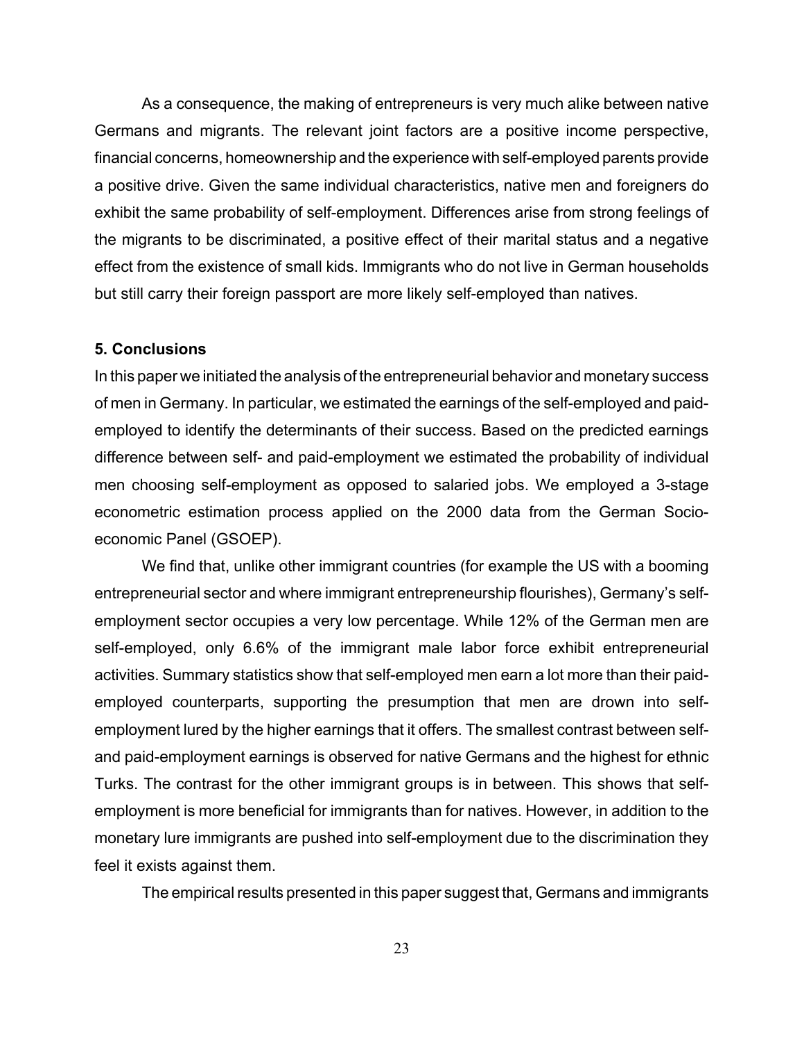As a consequence, the making of entrepreneurs is very much alike between native Germans and migrants. The relevant joint factors are a positive income perspective, financial concerns, homeownership and the experience with self-employed parents provide a positive drive. Given the same individual characteristics, native men and foreigners do exhibit the same probability of self-employment. Differences arise from strong feelings of the migrants to be discriminated, a positive effect of their marital status and a negative effect from the existence of small kids. Immigrants who do not live in German households but still carry their foreign passport are more likely self-employed than natives.

## 5. Conclusions

In this paper we initiated the analysis of the entrepreneurial behavior and monetary success of men in Germany. In particular, we estimated the earnings of the self-employed and paid-employed to identify the determinants of their success. Based on the predicted earnings difference between self- and paid-employment we estimated the probability of individual men choosing self-employment as opposed to salaried jobs. We employed a 3-stage econometric estimation process applied on the 2000 data from the German Socio-economic Panel (GSOEP).

We find that, unlike other immigrant countries (for example the US with a booming entrepreneurial sector and where immigrant entrepreneurship flourishes), Germany's self-employment sector occupies a very low percentage. While 12% of the German men are self-employed, only 6.6% of the immigrant male labor force exhibit entrepreneurial activities. Summary statistics show that self-employed men earn a lot more than their paid-employed counterparts, supporting the presumption that men are drown into self-employment lured by the higher earnings that it offers. The smallest contrast between self- and paid-employment earnings is observed for native Germans and the highest for ethnic Turks. The contrast for the other immigrant groups is in between. This shows that self-employment is more beneficial for immigrants than for natives. However, in addition to the monetary lure immigrants are pushed into self-employment due to the discrimination they feel it exists against them.

The empirical results presented in this paper suggest that, Germans and immigrants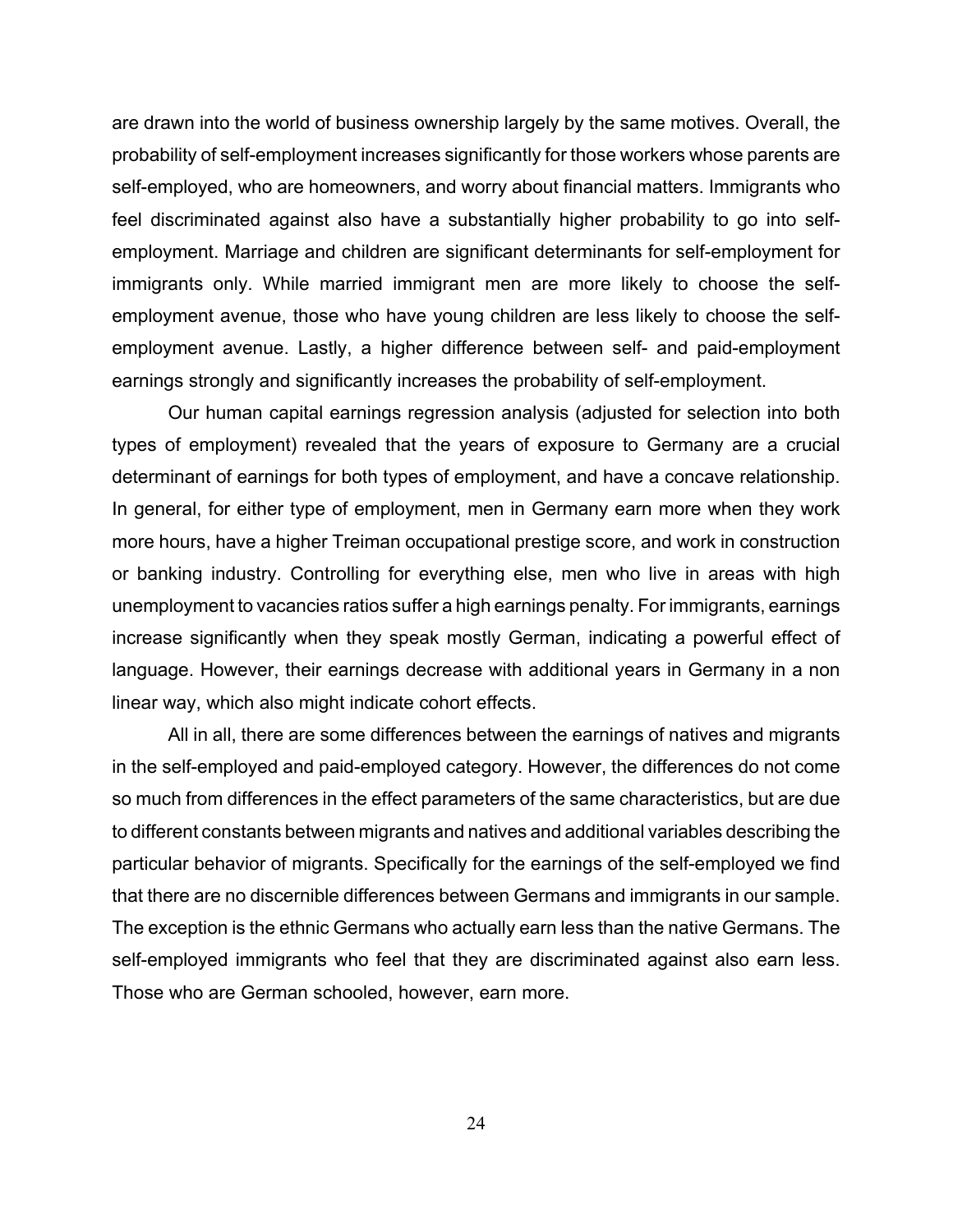are drawn into the world of business ownership largely by the same motives. Overall, the probability of self-employment increases significantly for those workers whose parents are self-employed, who are homeowners, and worry about financial matters. Immigrants who feel discriminated against also have a substantially higher probability to go into self-employment. Marriage and children are significant determinants for self-employment for immigrants only. While married immigrant men are more likely to choose the self-employment avenue, those who have young children are less likely to choose the self-employment avenue. Lastly, a higher difference between self- and paid-employment earnings strongly and significantly increases the probability of self-employment.

Our human capital earnings regression analysis (adjusted for selection into both types of employment) revealed that the years of exposure to Germany are a crucial determinant of earnings for both types of employment, and have a concave relationship. In general, for either type of employment, men in Germany earn more when they work more hours, have a higher Treiman occupational prestige score, and work in construction or banking industry. Controlling for everything else, men who live in areas with high unemployment to vacancies ratios suffer a high earnings penalty. For immigrants, earnings increase significantly when they speak mostly German, indicating a powerful effect of language. However, their earnings decrease with additional years in Germany in a non linear way, which also might indicate cohort effects.

All in all, there are some differences between the earnings of natives and migrants in the self-employed and paid-employed category. However, the differences do not come so much from differences in the effect parameters of the same characteristics, but are due to different constants between migrants and natives and additional variables describing the particular behavior of migrants. Specifically for the earnings of the self-employed we find that there are no discernible differences between Germans and immigrants in our sample. The exception is the ethnic Germans who actually earn less than the native Germans. The self-employed immigrants who feel that they are discriminated against also earn less. Those who are German schooled, however, earn more.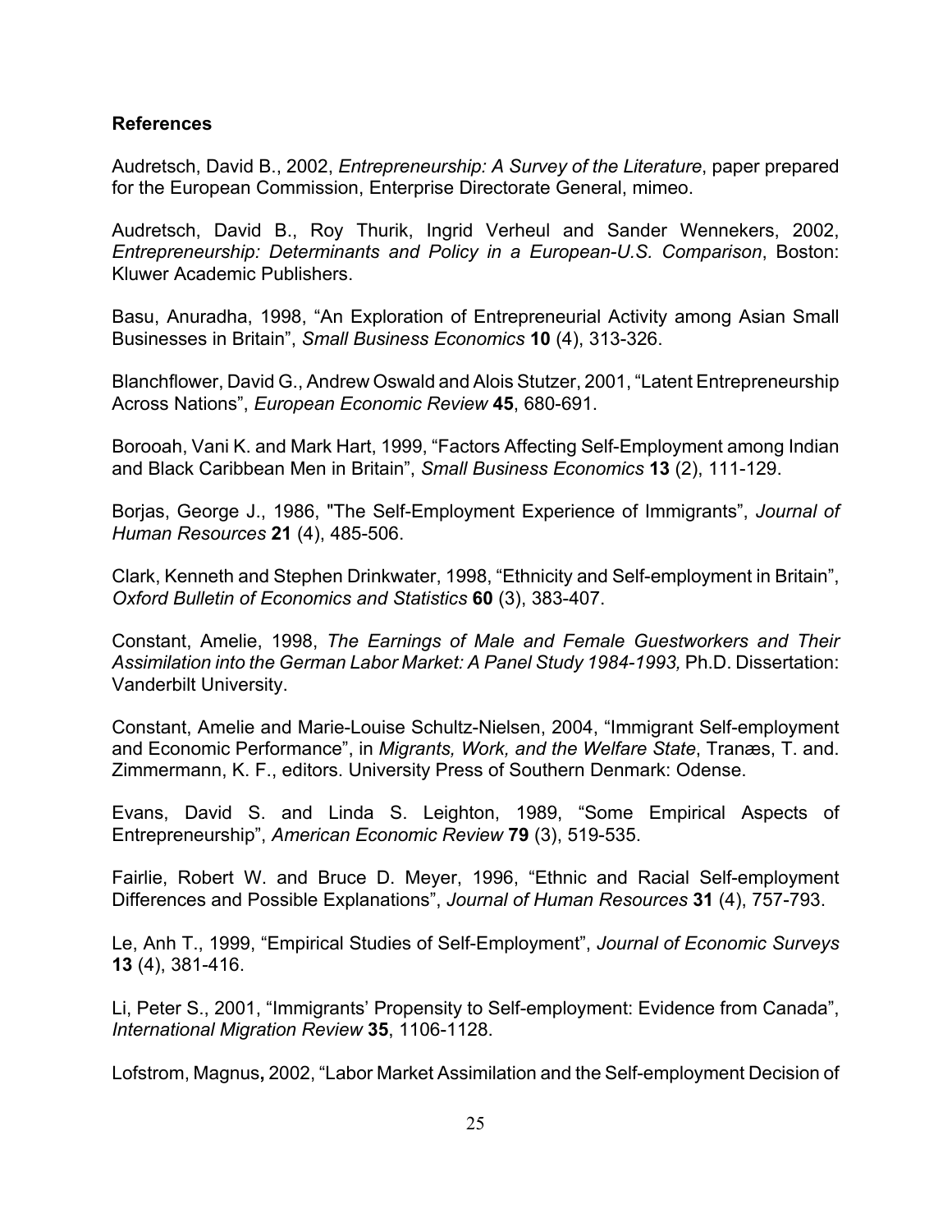**References**

Audretsch, David B., 2002, *Entrepreneurship: A Survey of the Literature*, paper prepared for the European Commission, Enterprise Directorate General, mimeo.

Audretsch, David B., Roy Thurik, Ingrid Verheul and Sander Wennekers, 2002, *Entrepreneurship: Determinants and Policy in a European-U.S. Comparison*, Boston: Kluwer Academic Publishers.

Basu, Anuradha, 1998, "An Exploration of Entrepreneurial Activity among Asian Small Businesses in Britain", *Small Business Economics* **10** (4), 313-326.

Blanchflower, David G., Andrew Oswald and Alois Stutzer, 2001, "Latent Entrepreneurship Across Nations", *European Economic Review* **45**, 680-691.

Borooah, Vani K. and Mark Hart, 1999, "Factors Affecting Self-Employment among Indian and Black Caribbean Men in Britain", *Small Business Economics* **13** (2), 111-129.

Borjas, George J., 1986, "The Self-Employment Experience of Immigrants", *Journal of Human Resources* **21** (4), 485-506.

Clark, Kenneth and Stephen Drinkwater, 1998, "Ethnicity and Self-employment in Britain", *Oxford Bulletin of Economics and Statistics* **60** (3), 383-407.

Constant, Amelie, 1998, *The Earnings of Male and Female Guestworkers and Their Assimilation into the German Labor Market: A Panel Study 1984-1993,* Ph.D. Dissertation: Vanderbilt University.

Constant, Amelie and Marie-Louise Schultz-Nielsen, 2004, "Immigrant Self-employment and Economic Performance", in *Migrants, Work, and the Welfare State*, Tranæs, T. and. Zimmermann, K. F., editors. University Press of Southern Denmark: Odense.

Evans, David S. and Linda S. Leighton, 1989, "Some Empirical Aspects of Entrepreneurship", *American Economic Review* **79** (3), 519-535.

Fairlie, Robert W. and Bruce D. Meyer, 1996, "Ethnic and Racial Self-employment Differences and Possible Explanations", *Journal of Human Resources* **31** (4), 757-793.

Le, Anh T., 1999, "Empirical Studies of Self-Employment", *Journal of Economic Surveys* **13** (4), 381-416.

Li, Peter S., 2001, "Immigrants' Propensity to Self-employment: Evidence from Canada", *International Migration Review* **35**, 1106-1128.

Lofstrom, Magnus**,** 2002, "Labor Market Assimilation and the Self-employment Decision of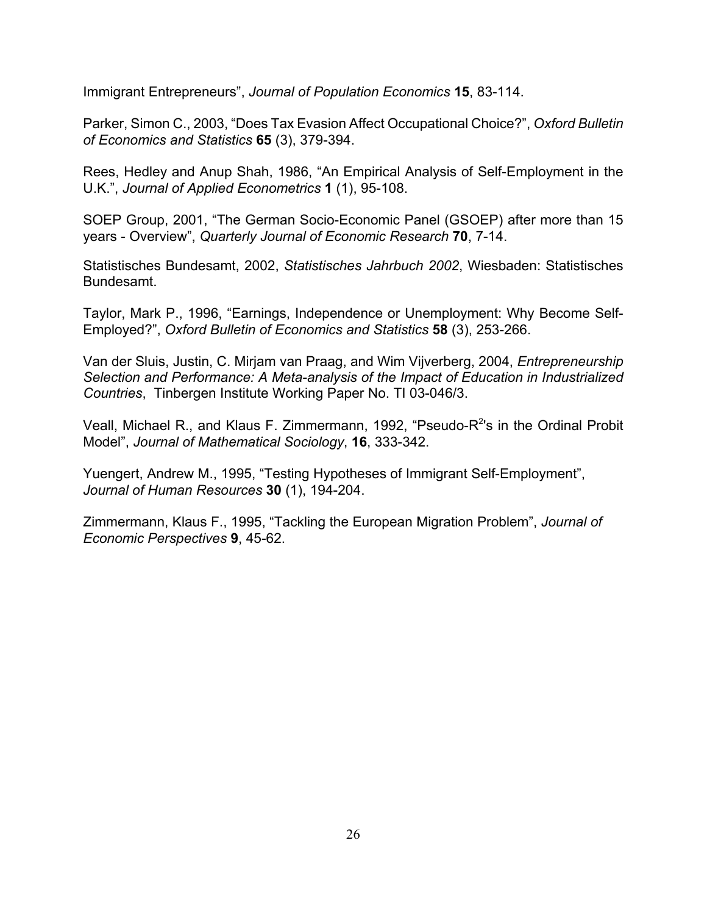Immigrant Entrepreneurs", *Journal of Population Economics* **15**, 83-114.

Parker, Simon C., 2003, "Does Tax Evasion Affect Occupational Choice?", *Oxford Bulletin of Economics and Statistics* **65** (3), 379-394.

Rees, Hedley and Anup Shah, 1986, "An Empirical Analysis of Self-Employment in the U.K.", *Journal of Applied Econometrics* **1** (1), 95-108.

SOEP Group, 2001, "The German Socio-Economic Panel (GSOEP) after more than 15 years - Overview", *Quarterly Journal of Economic Research* **70**, 7-14.

Statistisches Bundesamt, 2002, *Statistisches Jahrbuch 2002*, Wiesbaden: Statistisches Bundesamt.

Taylor, Mark P., 1996, "Earnings, Independence or Unemployment: Why Become Self-Employed?", *Oxford Bulletin of Economics and Statistics* **58** (3), 253-266.

Van der Sluis, Justin, C. Mirjam van Praag, and Wim Vijverberg, 2004, *Entrepreneurship Selection and Performance: A Meta-analysis of the Impact of Education in Industrialized Countries*, Tinbergen Institute Working Paper No. TI 03-046/3.

Veall, Michael R., and Klaus F. Zimmermann, 1992, "Pseudo-$R^2$'s in the Ordinal Probit Model", *Journal of Mathematical Sociology*, **16**, 333-342.

Yuengert, Andrew M., 1995, "Testing Hypotheses of Immigrant Self-Employment", *Journal of Human Resources* **30** (1), 194-204.

Zimmermann, Klaus F., 1995, "Tackling the European Migration Problem", *Journal of Economic Perspectives* **9**, 45-62.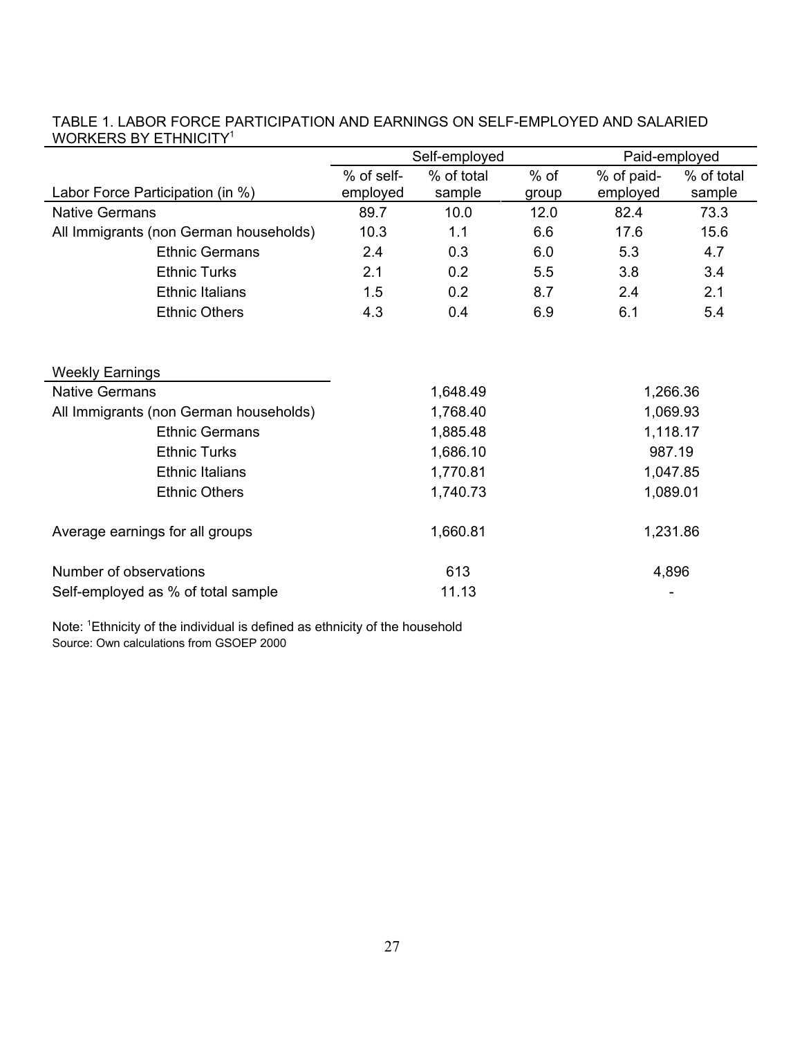TABLE 1. LABOR FORCE PARTICIPATION AND EARNINGS ON SELF-EMPLOYED AND SALARIED WORKERS BY ETHNICITY[1]

| | Self-employed | | | Paid-employed | |
|---|---|---|---|---|---|
| Labor Force Participation (in %) | % of self-employed | % of total sample | % of group | % of paid-employed | % of total sample |
| Native Germans | 89.7 | 10.0 | 12.0 | 82.4 | 73.3 |
| All Immigrants (non German households) | 10.3 | 1.1 | 6.6 | 17.6 | 15.6 |
| Ethnic Germans | 2.4 | 0.3 | 6.0 | 5.3 | 4.7 |
| Ethnic Turks | 2.1 | 0.2 | 5.5 | 3.8 | 3.4 |
| Ethnic Italians | 1.5 | 0.2 | 8.7 | 2.4 | 2.1 |
| Ethnic Others | 4.3 | 0.4 | 6.9 | 6.1 | 5.4 |

| Weekly Earnings | Self-employed | Paid-employed |
|---|---|---|
| Native Germans | 1,648.49 | 1,266.36 |
| All Immigrants (non German households) | 1,768.40 | 1,069.93 |
| Ethnic Germans | 1,885.48 | 1,118.17 |
| Ethnic Turks | 1,686.10 | 987.19 |
| Ethnic Italians | 1,770.81 | 1,047.85 |
| Ethnic Others | 1,740.73 | 1,089.01 |
| Average earnings for all groups | 1,660.81 | 1,231.86 |
| Number of observations | 613 | 4,896 |
| Self-employed as % of total sample | 11.13 | - |

Note: [1]Ethnicity of the individual is defined as ethnicity of the household
Source: Own calculations from GSOEP 2000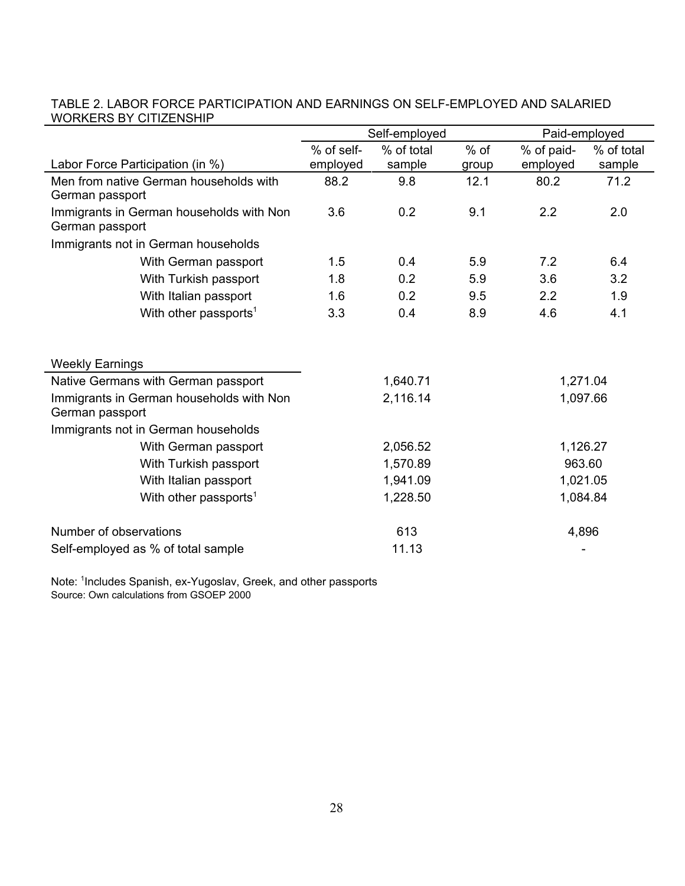TABLE 2. LABOR FORCE PARTICIPATION AND EARNINGS ON SELF-EMPLOYED AND SALARIED WORKERS BY CITIZENSHIP

| | Self-employed | | | Paid-employed | |
|---|---|---|---|---|---|
| Labor Force Participation (in %) | % of self-employed | % of total sample | % of group | % of paid-employed | % of total sample |
| Men from native German households with German passport | 88.2 | 9.8 | 12.1 | 80.2 | 71.2 |
| Immigrants in German households with Non German passport | 3.6 | 0.2 | 9.1 | 2.2 | 2.0 |
| Immigrants not in German households | | | | | |
| With German passport | 1.5 | 0.4 | 5.9 | 7.2 | 6.4 |
| With Turkish passport | 1.8 | 0.2 | 5.9 | 3.6 | 3.2 |
| With Italian passport | 1.6 | 0.2 | 9.5 | 2.2 | 1.9 |
| With other passports[1] | 3.3 | 0.4 | 8.9 | 4.6 | 4.1 |

| Weekly Earnings | Self-employed | Paid-employed |
|---|---|---|
| Native Germans with German passport | 1,640.71 | 1,271.04 |
| Immigrants in German households with Non German passport | 2,116.14 | 1,097.66 |
| Immigrants not in German households | | |
| With German passport | 2,056.52 | 1,126.27 |
| With Turkish passport | 1,570.89 | 963.60 |
| With Italian passport | 1,941.09 | 1,021.05 |
| With other passports[1] | 1,228.50 | 1,084.84 |
| Number of observations | 613 | 4,896 |
| Self-employed as % of total sample | 11.13 | - |

Note: [1]Includes Spanish, ex-Yugoslav, Greek, and other passports
Source: Own calculations from GSOEP 2000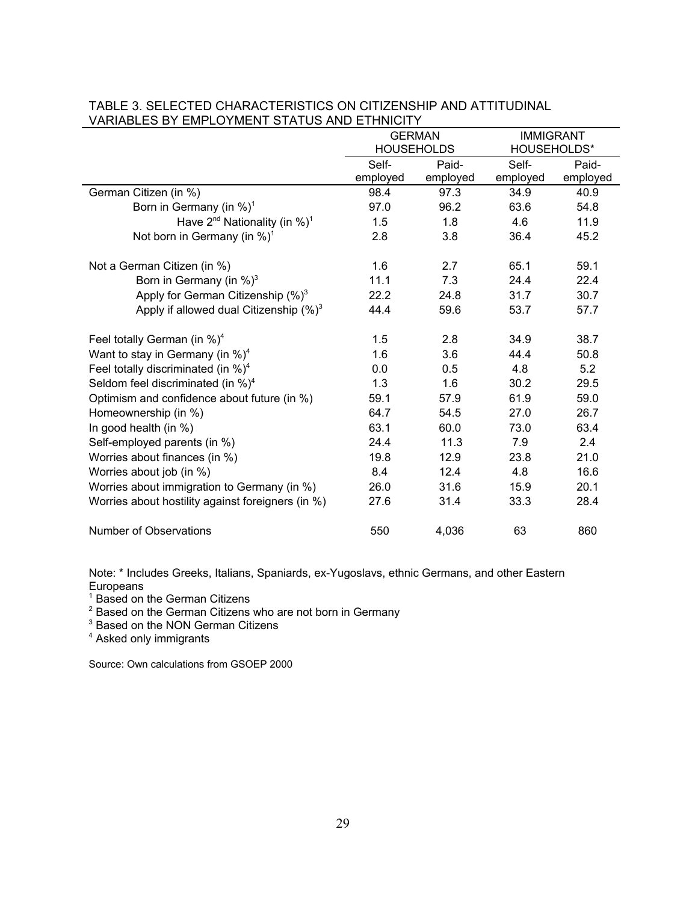TABLE 3. SELECTED CHARACTERISTICS ON CITIZENSHIP AND ATTITUDINAL VARIABLES BY EMPLOYMENT STATUS AND ETHNICITY

| | GERMAN HOUSEHOLDS | | IMMIGRANT HOUSEHOLDS* | |
|---|---|---|---|---|
| | Self-employed | Paid-employed | Self-employed | Paid-employed |
| German Citizen (in %) | 98.4 | 97.3 | 34.9 | 40.9 |
| Born in Germany (in %)[1] | 97.0 | 96.2 | 63.6 | 54.8 |
| Have 2nd Nationality (in %)[1] | 1.5 | 1.8 | 4.6 | 11.9 |
| Not born in Germany (in %)[1] | 2.8 | 3.8 | 36.4 | 45.2 |
| Not a German Citizen (in %) | 1.6 | 2.7 | 65.1 | 59.1 |
| Born in Germany (in %)[3] | 11.1 | 7.3 | 24.4 | 22.4 |
| Apply for German Citizenship (%)[3] | 22.2 | 24.8 | 31.7 | 30.7 |
| Apply if allowed dual Citizenship (%)[3] | 44.4 | 59.6 | 53.7 | 57.7 |
| Feel totally German (in %)[4] | 1.5 | 2.8 | 34.9 | 38.7 |
| Want to stay in Germany (in %)[4] | 1.6 | 3.6 | 44.4 | 50.8 |
| Feel totally discriminated (in %)[4] | 0.0 | 0.5 | 4.8 | 5.2 |
| Seldom feel discriminated (in %)[4] | 1.3 | 1.6 | 30.2 | 29.5 |
| Optimism and confidence about future (in %) | 59.1 | 57.9 | 61.9 | 59.0 |
| Homeownership (in %) | 64.7 | 54.5 | 27.0 | 26.7 |
| In good health (in %) | 63.1 | 60.0 | 73.0 | 63.4 |
| Self-employed parents (in %) | 24.4 | 11.3 | 7.9 | 2.4 |
| Worries about finances (in %) | 19.8 | 12.9 | 23.8 | 21.0 |
| Worries about job (in %) | 8.4 | 12.4 | 4.8 | 16.6 |
| Worries about immigration to Germany (in %) | 26.0 | 31.6 | 15.9 | 20.1 |
| Worries about hostility against foreigners (in %) | 27.6 | 31.4 | 33.3 | 28.4 |
| Number of Observations | 550 | 4,036 | 63 | 860 |

Note: * Includes Greeks, Italians, Spaniards, ex-Yugoslavs, ethnic Germans, and other Eastern Europeans

[1] Based on the German Citizens

[2] Based on the German Citizens who are not born in Germany

[3] Based on the NON German Citizens

[4] Asked only immigrants

Source: Own calculations from GSOEP 2000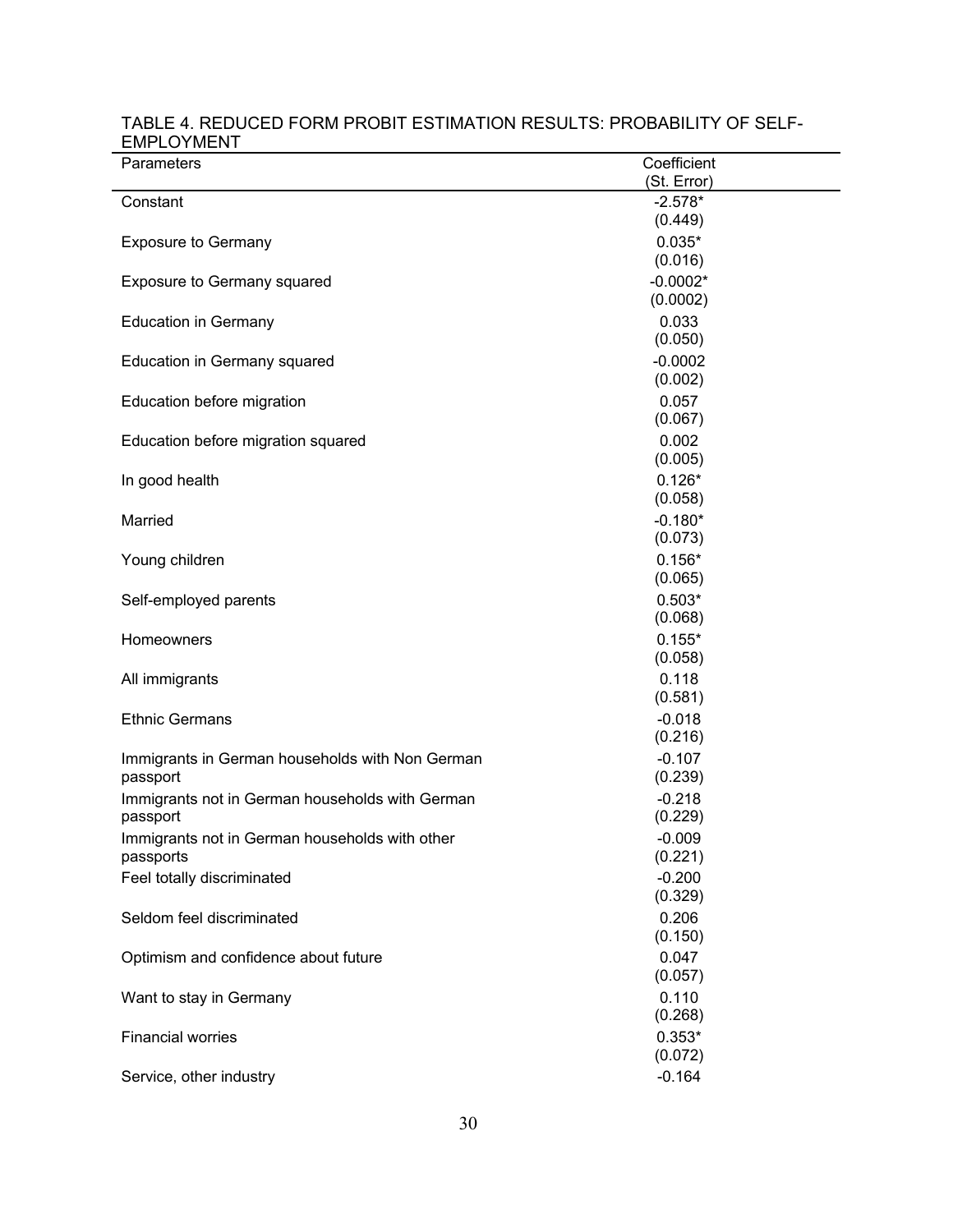TABLE 4. REDUCED FORM PROBIT ESTIMATION RESULTS: PROBABILITY OF SELF-EMPLOYMENT

| Parameters | Coefficient (St. Error) |
|---|---|
| Constant | -2.578* (0.449) |
| Exposure to Germany | 0.035* (0.016) |
| Exposure to Germany squared | -0.0002* (0.0002) |
| Education in Germany | 0.033 (0.050) |
| Education in Germany squared | -0.0002 (0.002) |
| Education before migration | 0.057 (0.067) |
| Education before migration squared | 0.002 (0.005) |
| In good health | 0.126* (0.058) |
| Married | -0.180* (0.073) |
| Young children | 0.156* (0.065) |
| Self-employed parents | 0.503* (0.068) |
| Homeowners | 0.155* (0.058) |
| All immigrants | 0.118 (0.581) |
| Ethnic Germans | -0.018 (0.216) |
| Immigrants in German households with Non German passport | -0.107 (0.239) |
| Immigrants not in German households with German passport | -0.218 (0.229) |
| Immigrants not in German households with other passports | -0.009 (0.221) |
| Feel totally discriminated | -0.200 (0.329) |
| Seldom feel discriminated | 0.206 (0.150) |
| Optimism and confidence about future | 0.047 (0.057) |
| Want to stay in Germany | 0.110 (0.268) |
| Financial worries | 0.353* (0.072) |
| Service, other industry | -0.164 |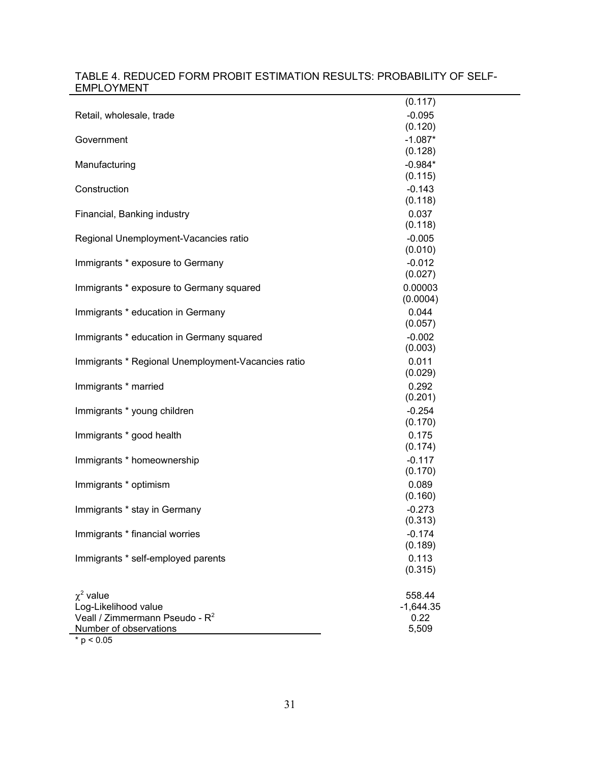TABLE 4. REDUCED FORM PROBIT ESTIMATION RESULTS: PROBABILITY OF SELF-EMPLOYMENT

| | |
|---|---|
| | (0.117) |
| Retail, wholesale, trade | -0.095 |
| | (0.120) |
| Government | -1.087* |
| | (0.128) |
| Manufacturing | -0.984* |
| | (0.115) |
| Construction | -0.143 |
| | (0.118) |
| Financial, Banking industry | 0.037 |
| | (0.118) |
| Regional Unemployment-Vacancies ratio | -0.005 |
| | (0.010) |
| Immigrants * exposure to Germany | -0.012 |
| | (0.027) |
| Immigrants * exposure to Germany squared | 0.00003 |
| | (0.0004) |
| Immigrants * education in Germany | 0.044 |
| | (0.057) |
| Immigrants * education in Germany squared | -0.002 |
| | (0.003) |
| Immigrants * Regional Unemployment-Vacancies ratio | 0.011 |
| | (0.029) |
| Immigrants * married | 0.292 |
| | (0.201) |
| Immigrants * young children | -0.254 |
| | (0.170) |
| Immigrants * good health | 0.175 |
| | (0.174) |
| Immigrants * homeownership | -0.117 |
| | (0.170) |
| Immigrants * optimism | 0.089 |
| | (0.160) |
| Immigrants * stay in Germany | -0.273 |
| | (0.313) |
| Immigrants * financial worries | -0.174 |
| | (0.189) |
| Immigrants * self-employed parents | 0.113 |
| | (0.315) |
| $\chi^2$ value | 558.44 |
| Log-Likelihood value | -1,644.35 |
| Veall / Zimmermann Pseudo - $R^2$ | 0.22 |
| Number of observations | 5,509 |

* $p < 0.05$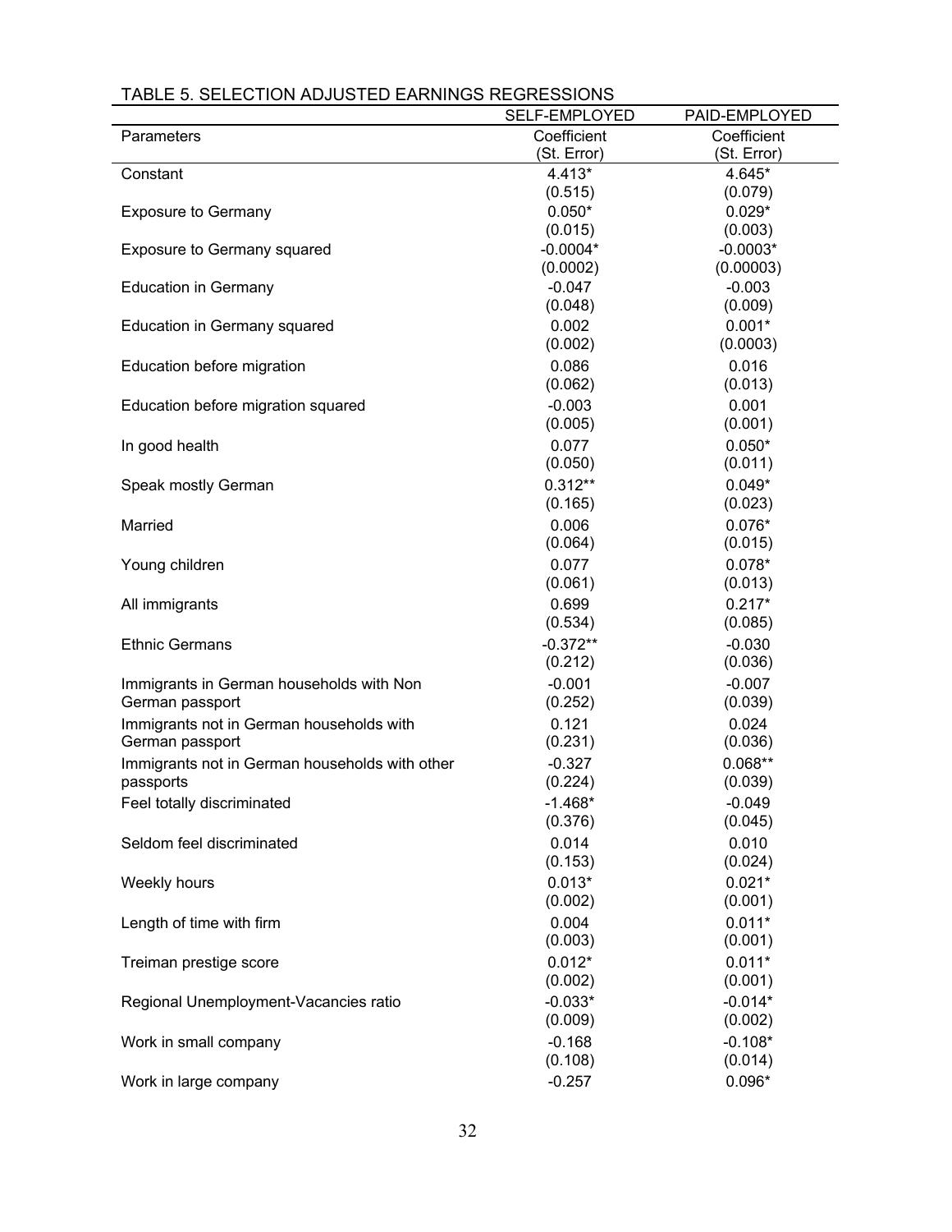TABLE 5. SELECTION ADJUSTED EARNINGS REGRESSIONS

| | SELF-EMPLOYED | PAID-EMPLOYED |
|---|---|---|
| Parameters | Coefficient (St. Error) | Coefficient (St. Error) |
| Constant | 4.413* | 4.645* |
| | (0.515) | (0.079) |
| Exposure to Germany | 0.050* | 0.029* |
| | (0.015) | (0.003) |
| Exposure to Germany squared | -0.0004* | -0.0003* |
| | (0.0002) | (0.00003) |
| Education in Germany | -0.047 | -0.003 |
| | (0.048) | (0.009) |
| Education in Germany squared | 0.002 | 0.001* |
| | (0.002) | (0.0003) |
| Education before migration | 0.086 | 0.016 |
| | (0.062) | (0.013) |
| Education before migration squared | -0.003 | 0.001 |
| | (0.005) | (0.001) |
| In good health | 0.077 | 0.050* |
| | (0.050) | (0.011) |
| Speak mostly German | 0.312** | 0.049* |
| | (0.165) | (0.023) |
| Married | 0.006 | 0.076* |
| | (0.064) | (0.015) |
| Young children | 0.077 | 0.078* |
| | (0.061) | (0.013) |
| All immigrants | 0.699 | 0.217* |
| | (0.534) | (0.085) |
| Ethnic Germans | -0.372** | -0.030 |
| | (0.212) | (0.036) |
| Immigrants in German households with Non German passport | -0.001 | -0.007 |
| | (0.252) | (0.039) |
| Immigrants not in German households with German passport | 0.121 | 0.024 |
| | (0.231) | (0.036) |
| Immigrants not in German households with other passports | -0.327 | 0.068** |
| | (0.224) | (0.039) |
| Feel totally discriminated | -1.468* | -0.049 |
| | (0.376) | (0.045) |
| Seldom feel discriminated | 0.014 | 0.010 |
| | (0.153) | (0.024) |
| Weekly hours | 0.013* | 0.021* |
| | (0.002) | (0.001) |
| Length of time with firm | 0.004 | 0.011* |
| | (0.003) | (0.001) |
| Treiman prestige score | 0.012* | 0.011* |
| | (0.002) | (0.001) |
| Regional Unemployment-Vacancies ratio | -0.033* | -0.014* |
| | (0.009) | (0.002) |
| Work in small company | -0.168 | -0.108* |
| | (0.108) | (0.014) |
| Work in large company | -0.257 | 0.096* |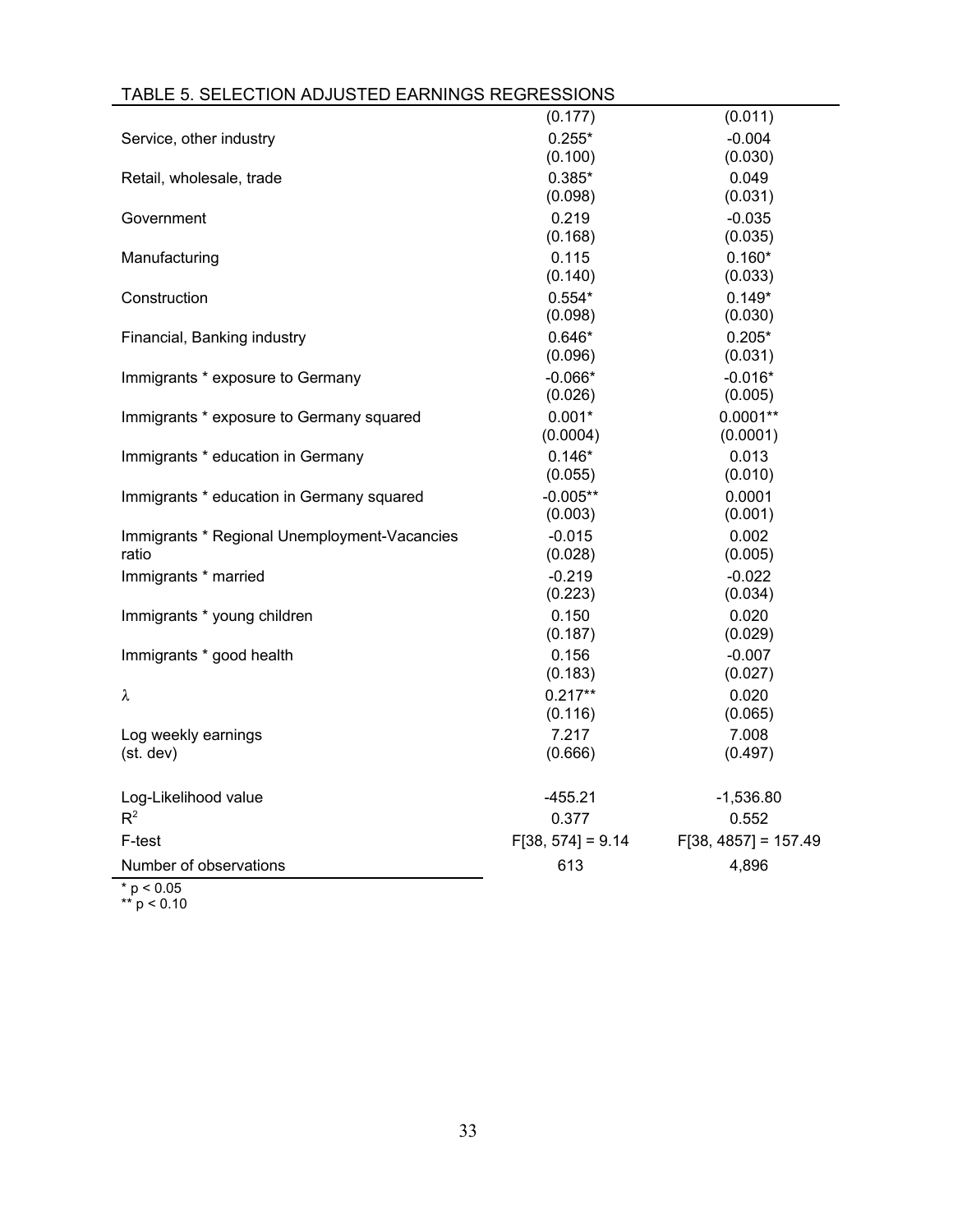TABLE 5. SELECTION ADJUSTED EARNINGS REGRESSIONS

| | | |
|---|---|---|
| | (0.177) | (0.011) |
| Service, other industry | 0.255* | -0.004 |
| | (0.100) | (0.030) |
| Retail, wholesale, trade | 0.385* | 0.049 |
| | (0.098) | (0.031) |
| Government | 0.219 | -0.035 |
| | (0.168) | (0.035) |
| Manufacturing | 0.115 | 0.160* |
| | (0.140) | (0.033) |
| Construction | 0.554* | 0.149* |
| | (0.098) | (0.030) |
| Financial, Banking industry | 0.646* | 0.205* |
| | (0.096) | (0.031) |
| Immigrants * exposure to Germany | -0.066* | -0.016* |
| | (0.026) | (0.005) |
| Immigrants * exposure to Germany squared | 0.001* | 0.0001** |
| | (0.0004) | (0.0001) |
| Immigrants * education in Germany | 0.146* | 0.013 |
| | (0.055) | (0.010) |
| Immigrants * education in Germany squared | -0.005** | 0.0001 |
| | (0.003) | (0.001) |
| Immigrants * Regional Unemployment-Vacancies ratio | -0.015 | 0.002 |
| | (0.028) | (0.005) |
| Immigrants * married | -0.219 | -0.022 |
| | (0.223) | (0.034) |
| Immigrants * young children | 0.150 | 0.020 |
| | (0.187) | (0.029) |
| Immigrants * good health | 0.156 | -0.007 |
| | (0.183) | (0.027) |
| $\lambda$ | 0.217** | 0.020 |
| | (0.116) | (0.065) |
| Log weekly earnings | 7.217 | 7.008 |
| (st. dev) | (0.666) | (0.497) |
| Log-Likelihood value | -455.21 | -1,536.80 |
| $R^2$ | 0.377 | 0.552 |
| F-test | $F[38, 574] = 9.14$ | $F[38, 4857] = 157.49$ |
| Number of observations | 613 | 4,896 |

\* $p < 0.05$
\*\* $p < 0.10$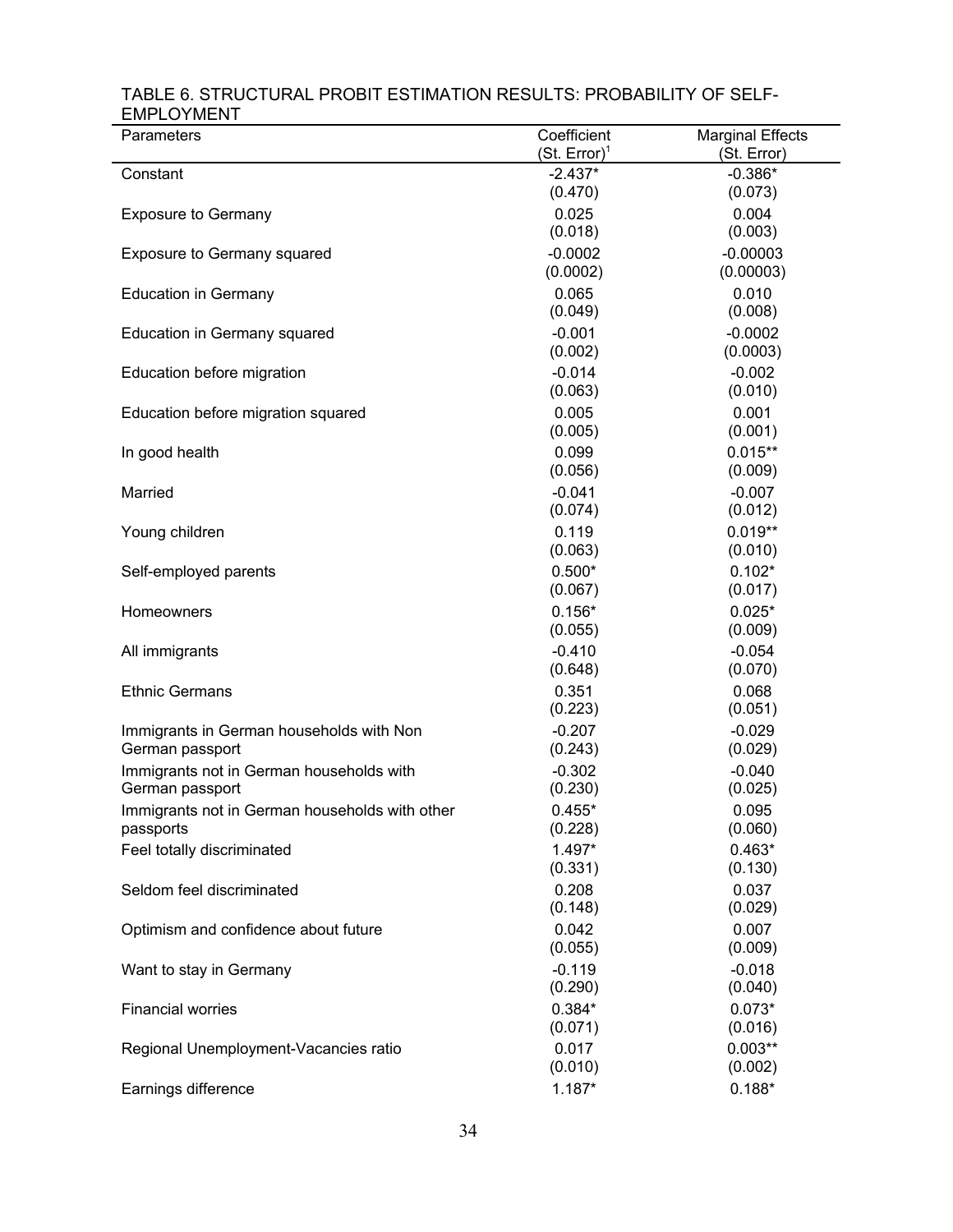TABLE 6. STRUCTURAL PROBIT ESTIMATION RESULTS: PROBABILITY OF SELF-EMPLOYMENT

| Parameters | Coefficient (St. Error)[1] | Marginal Effects (St. Error) |
|---|---|---|
| Constant | -2.437* | -0.386* |
| | (0.470) | (0.073) |
| Exposure to Germany | 0.025 | 0.004 |
| | (0.018) | (0.003) |
| Exposure to Germany squared | -0.0002 | -0.00003 |
| | (0.0002) | (0.00003) |
| Education in Germany | 0.065 | 0.010 |
| | (0.049) | (0.008) |
| Education in Germany squared | -0.001 | -0.0002 |
| | (0.002) | (0.0003) |
| Education before migration | -0.014 | -0.002 |
| | (0.063) | (0.010) |
| Education before migration squared | 0.005 | 0.001 |
| | (0.005) | (0.001) |
| In good health | 0.099 | 0.015** |
| | (0.056) | (0.009) |
| Married | -0.041 | -0.007 |
| | (0.074) | (0.012) |
| Young children | 0.119 | 0.019** |
| | (0.063) | (0.010) |
| Self-employed parents | 0.500* | 0.102* |
| | (0.067) | (0.017) |
| Homeowners | 0.156* | 0.025* |
| | (0.055) | (0.009) |
| All immigrants | -0.410 | -0.054 |
| | (0.648) | (0.070) |
| Ethnic Germans | 0.351 | 0.068 |
| | (0.223) | (0.051) |
| Immigrants in German households with Non German passport | -0.207 | -0.029 |
| | (0.243) | (0.029) |
| Immigrants not in German households with German passport | -0.302 | -0.040 |
| | (0.230) | (0.025) |
| Immigrants not in German households with other passports | 0.455* | 0.095 |
| | (0.228) | (0.060) |
| Feel totally discriminated | 1.497* | 0.463* |
| | (0.331) | (0.130) |
| Seldom feel discriminated | 0.208 | 0.037 |
| | (0.148) | (0.029) |
| Optimism and confidence about future | 0.042 | 0.007 |
| | (0.055) | (0.009) |
| Want to stay in Germany | -0.119 | -0.018 |
| | (0.290) | (0.040) |
| Financial worries | 0.384* | 0.073* |
| | (0.071) | (0.016) |
| Regional Unemployment-Vacancies ratio | 0.017 | 0.003** |
| | (0.010) | (0.002) |
| Earnings difference | 1.187* | 0.188* |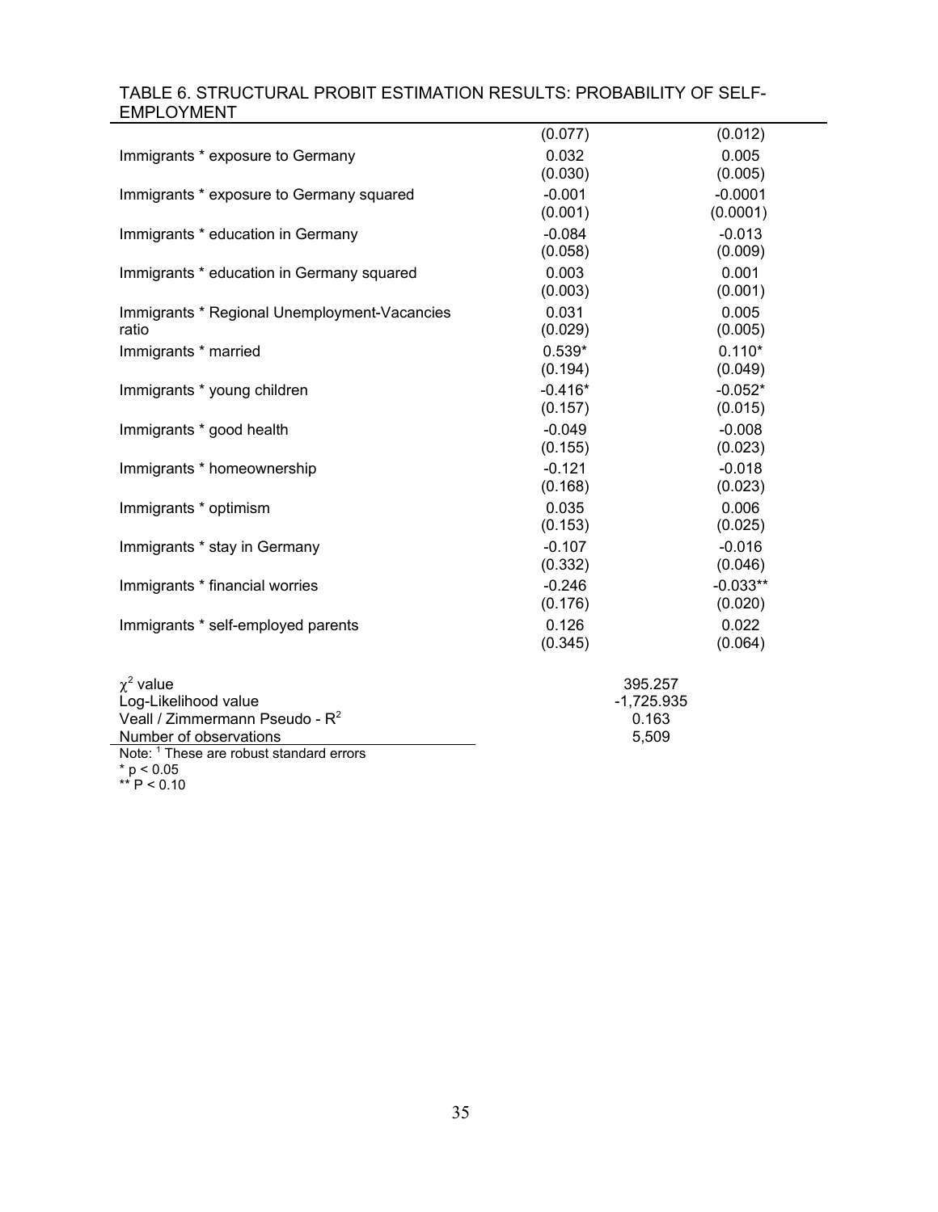TABLE 6. STRUCTURAL PROBIT ESTIMATION RESULTS: PROBABILITY OF SELF-EMPLOYMENT

| | | |
|---|---|---|
| | (0.077) | (0.012) |
| Immigrants * exposure to Germany | 0.032 | 0.005 |
| | (0.030) | (0.005) |
| Immigrants * exposure to Germany squared | -0.001 | -0.0001 |
| | (0.001) | (0.0001) |
| Immigrants * education in Germany | -0.084 | -0.013 |
| | (0.058) | (0.009) |
| Immigrants * education in Germany squared | 0.003 | 0.001 |
| | (0.003) | (0.001) |
| Immigrants * Regional Unemployment-Vacancies ratio | 0.031 | 0.005 |
| | (0.029) | (0.005) |
| Immigrants * married | 0.539* | 0.110* |
| | (0.194) | (0.049) |
| Immigrants * young children | -0.416* | -0.052* |
| | (0.157) | (0.015) |
| Immigrants * good health | -0.049 | -0.008 |
| | (0.155) | (0.023) |
| Immigrants * homeownership | -0.121 | -0.018 |
| | (0.168) | (0.023) |
| Immigrants * optimism | 0.035 | 0.006 |
| | (0.153) | (0.025) |
| Immigrants * stay in Germany | -0.107 | -0.016 |
| | (0.332) | (0.046) |
| Immigrants * financial worries | -0.246 | -0.033** |
| | (0.176) | (0.020) |
| Immigrants * self-employed parents | 0.126 | 0.022 |
| | (0.345) | (0.064) |

| | |
|---|---|
| $\chi^2$ value | 395.257 |
| Log-Likelihood value | -1,725.935 |
| Veall / Zimmermann Pseudo - $R^2$ | 0.163 |
| Number of observations | 5,509 |

Note: [1] These are robust standard errors

* $p < 0.05$

** $P < 0.10$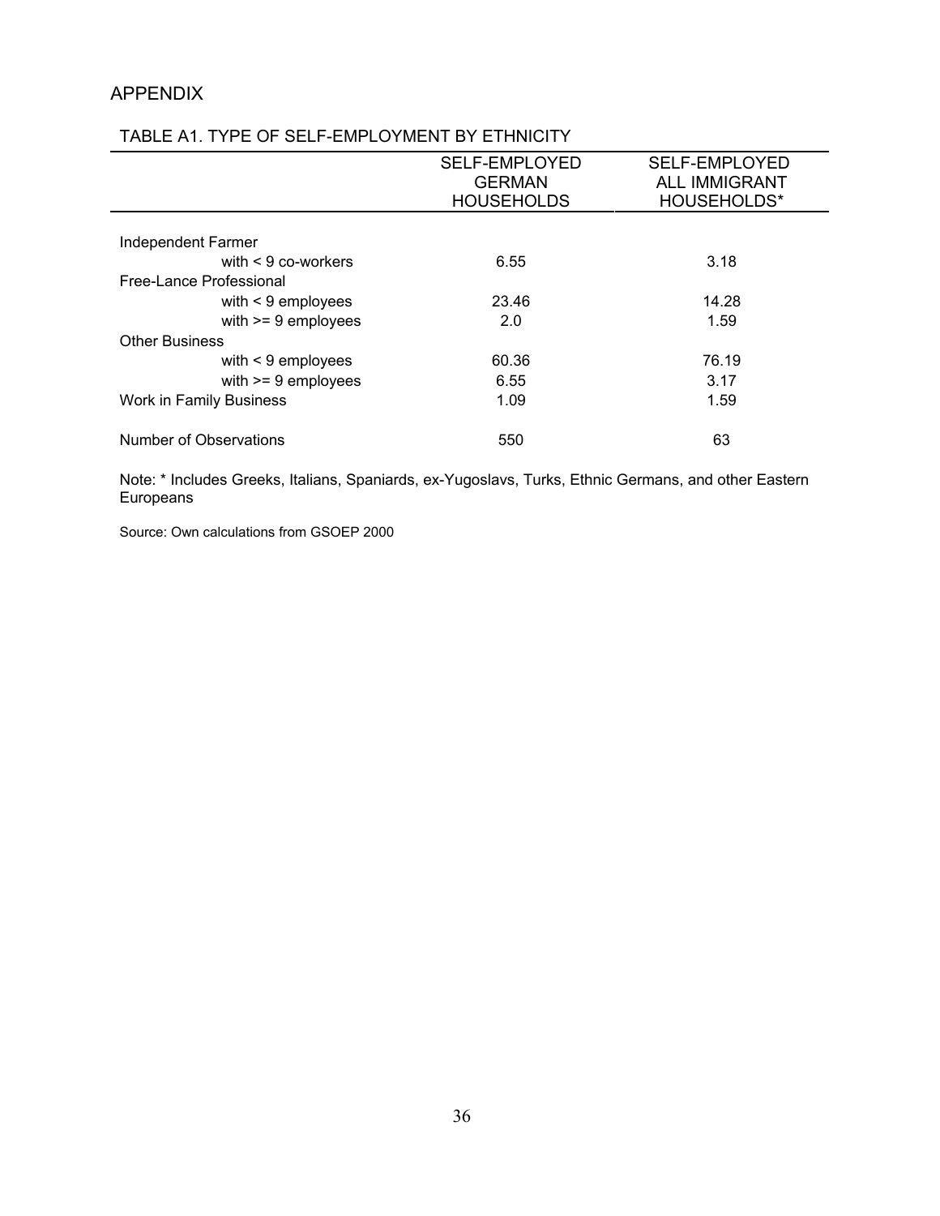## APPENDIX

TABLE A1. TYPE OF SELF-EMPLOYMENT BY ETHNICITY

| | SELF-EMPLOYED GERMAN HOUSEHOLDS | SELF-EMPLOYED ALL IMMIGRANT HOUSEHOLDS* |
|---|---|---|
| Independent Farmer | | |
| with < 9 co-workers | 6.55 | 3.18 |
| Free-Lance Professional | | |
| with < 9 employees | 23.46 | 14.28 |
| with >= 9 employees | 2.0 | 1.59 |
| Other Business | | |
| with < 9 employees | 60.36 | 76.19 |
| with >= 9 employees | 6.55 | 3.17 |
| Work in Family Business | 1.09 | 1.59 |
| Number of Observations | 550 | 63 |

Note: * Includes Greeks, Italians, Spaniards, ex-Yugoslavs, Turks, Ethnic Germans, and other Eastern Europeans

Source: Own calculations from GSOEP 2000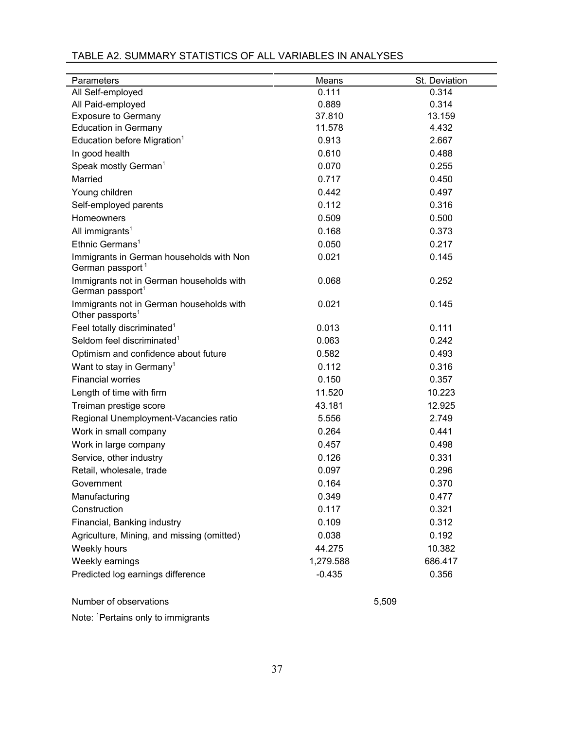TABLE A2. SUMMARY STATISTICS OF ALL VARIABLES IN ANALYSES

| Parameters | Means | St. Deviation |
|---|---|---|
| All Self-employed | 0.111 | 0.314 |
| All Paid-employed | 0.889 | 0.314 |
| Exposure to Germany | 37.810 | 13.159 |
| Education in Germany | 11.578 | 4.432 |
| Education before Migration[1] | 0.913 | 2.667 |
| In good health | 0.610 | 0.488 |
| Speak mostly German[1] | 0.070 | 0.255 |
| Married | 0.717 | 0.450 |
| Young children | 0.442 | 0.497 |
| Self-employed parents | 0.112 | 0.316 |
| Homeowners | 0.509 | 0.500 |
| All immigrants[1] | 0.168 | 0.373 |
| Ethnic Germans[1] | 0.050 | 0.217 |
| Immigrants in German households with Non German passport[1] | 0.021 | 0.145 |
| Immigrants not in German households with German passport[1] | 0.068 | 0.252 |
| Immigrants not in German households with Other passports[1] | 0.021 | 0.145 |
| Feel totally discriminated[1] | 0.013 | 0.111 |
| Seldom feel discriminated[1] | 0.063 | 0.242 |
| Optimism and confidence about future | 0.582 | 0.493 |
| Want to stay in Germany[1] | 0.112 | 0.316 |
| Financial worries | 0.150 | 0.357 |
| Length of time with firm | 11.520 | 10.223 |
| Treiman prestige score | 43.181 | 12.925 |
| Regional Unemployment-Vacancies ratio | 5.556 | 2.749 |
| Work in small company | 0.264 | 0.441 |
| Work in large company | 0.457 | 0.498 |
| Service, other industry | 0.126 | 0.331 |
| Retail, wholesale, trade | 0.097 | 0.296 |
| Government | 0.164 | 0.370 |
| Manufacturing | 0.349 | 0.477 |
| Construction | 0.117 | 0.321 |
| Financial, Banking industry | 0.109 | 0.312 |
| Agriculture, Mining, and missing (omitted) | 0.038 | 0.192 |
| Weekly hours | 44.275 | 10.382 |
| Weekly earnings | 1,279.588 | 686.417 |
| Predicted log earnings difference | -0.435 | 0.356 |
| | | |
| Number of observations | 5,509 | |

Note: [1]Pertains only to immigrants